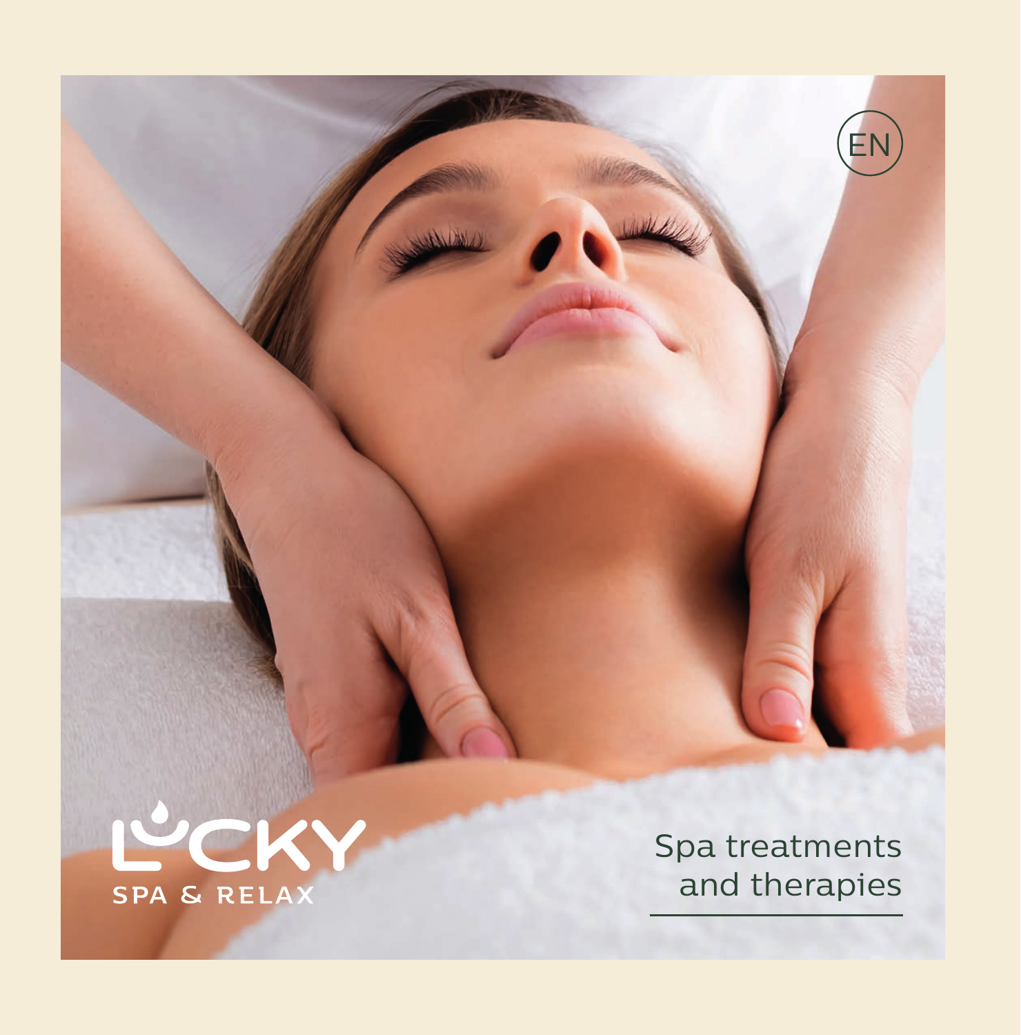EN

LUCKY

SPA & RELAX

# Spa treatments and therapies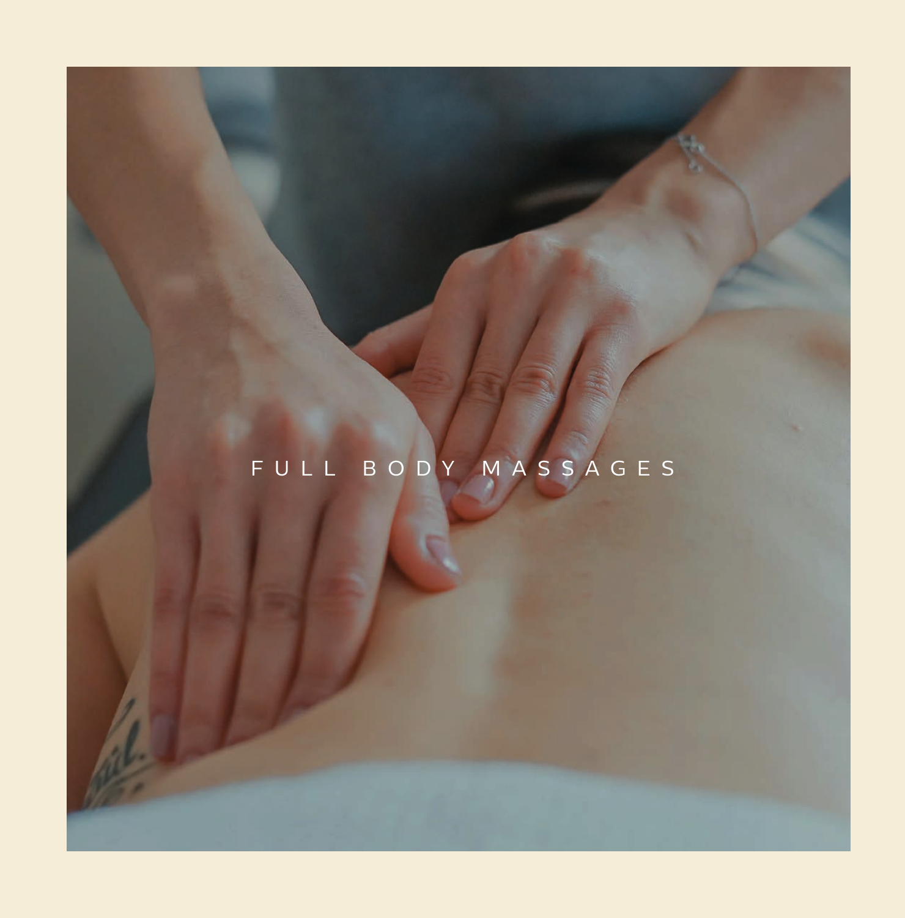# FULL BODY MASSAGES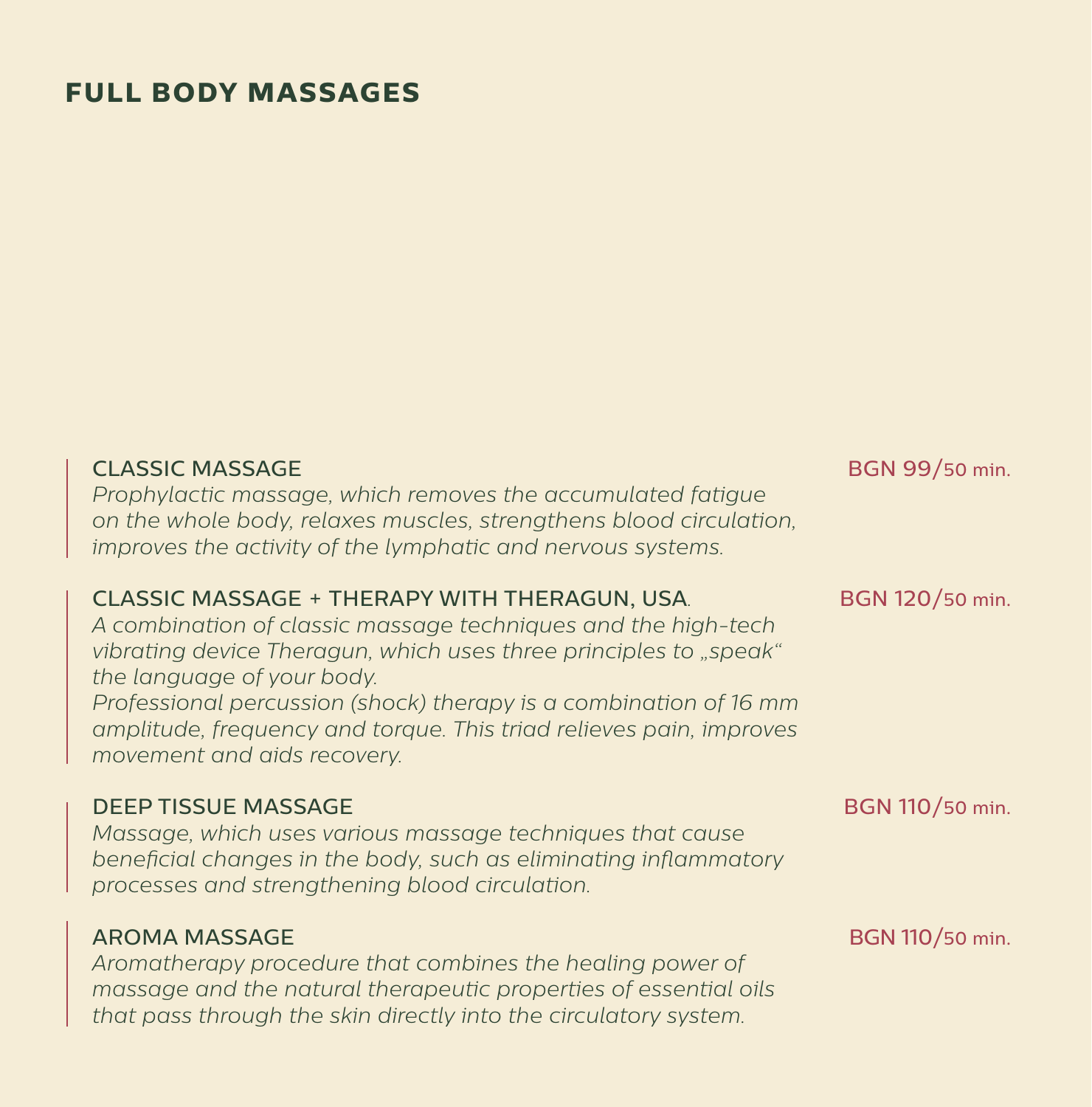# FULL BODY MASSAGES

### CLASSIC MASSAGE

BGN 99/50 min.

*Prophylactic massage, which removes the accumulated fatigue on the whole body, relaxes muscles, strengthens blood circulation, improves the activity of the lymphatic and nervous systems.*

### CLASSIC MASSAGE + THERAPY WITH THERAGUN, USA.

BGN 120/50 min.

*A combination of classic massage techniques and the high-tech vibrating device Theragun, which uses three principles to „speak“ the language of your body.*
*Professional percussion (shock) therapy is a combination of 16 mm amplitude, frequency and torque. This triad relieves pain, improves movement and aids recovery.*

### DEEP TISSUE MASSAGE

BGN 110/50 min.

*Massage, which uses various massage techniques that cause beneficial changes in the body, such as eliminating inflammatory processes and strengthening blood circulation.*

### AROMA MASSAGE

BGN 110/50 min.

*Aromatherapy procedure that combines the healing power of massage and the natural therapeutic properties of essential oils that pass through the skin directly into the circulatory system.*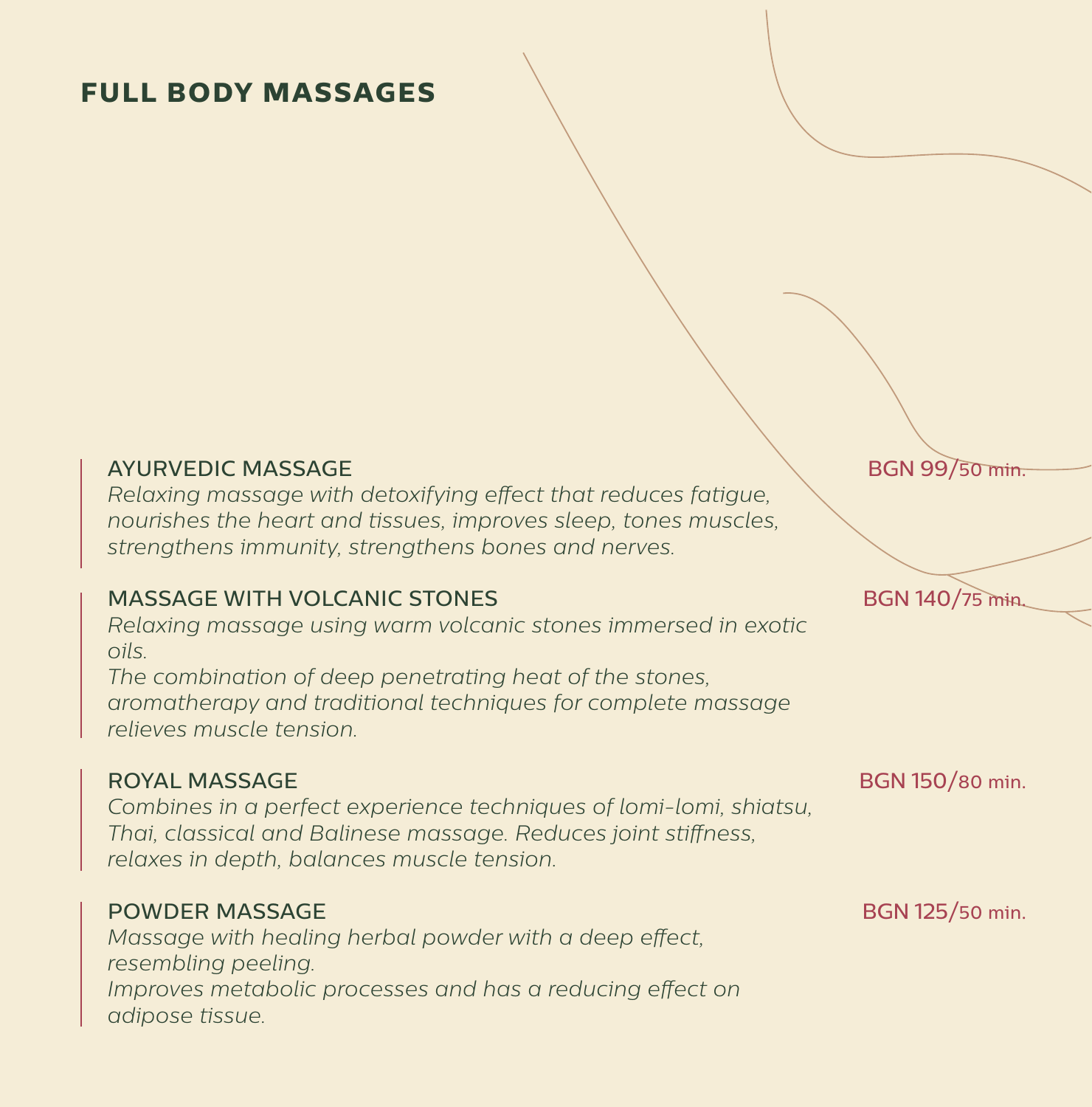# FULL BODY MASSAGES

### AYURVEDIC MASSAGE
BGN 99/50 min.

*Relaxing massage with detoxifying effect that reduces fatigue, nourishes the heart and tissues, improves sleep, tones muscles, strengthens immunity, strengthens bones and nerves.*

### MASSAGE WITH VOLCANIC STONES
BGN 140/75 min.

*Relaxing massage using warm volcanic stones immersed in exotic oils.*
*The combination of deep penetrating heat of the stones, aromatherapy and traditional techniques for complete massage relieves muscle tension.*

### ROYAL MASSAGE
BGN 150/80 min.

*Combines in a perfect experience techniques of lomi-lomi, shiatsu, Thai, classical and Balinese massage. Reduces joint stiffness, relaxes in depth, balances muscle tension.*

### POWDER MASSAGE
BGN 125/50 min.

*Massage with healing herbal powder with a deep effect, resembling peeling.*
*Improves metabolic processes and has a reducing effect on adipose tissue.*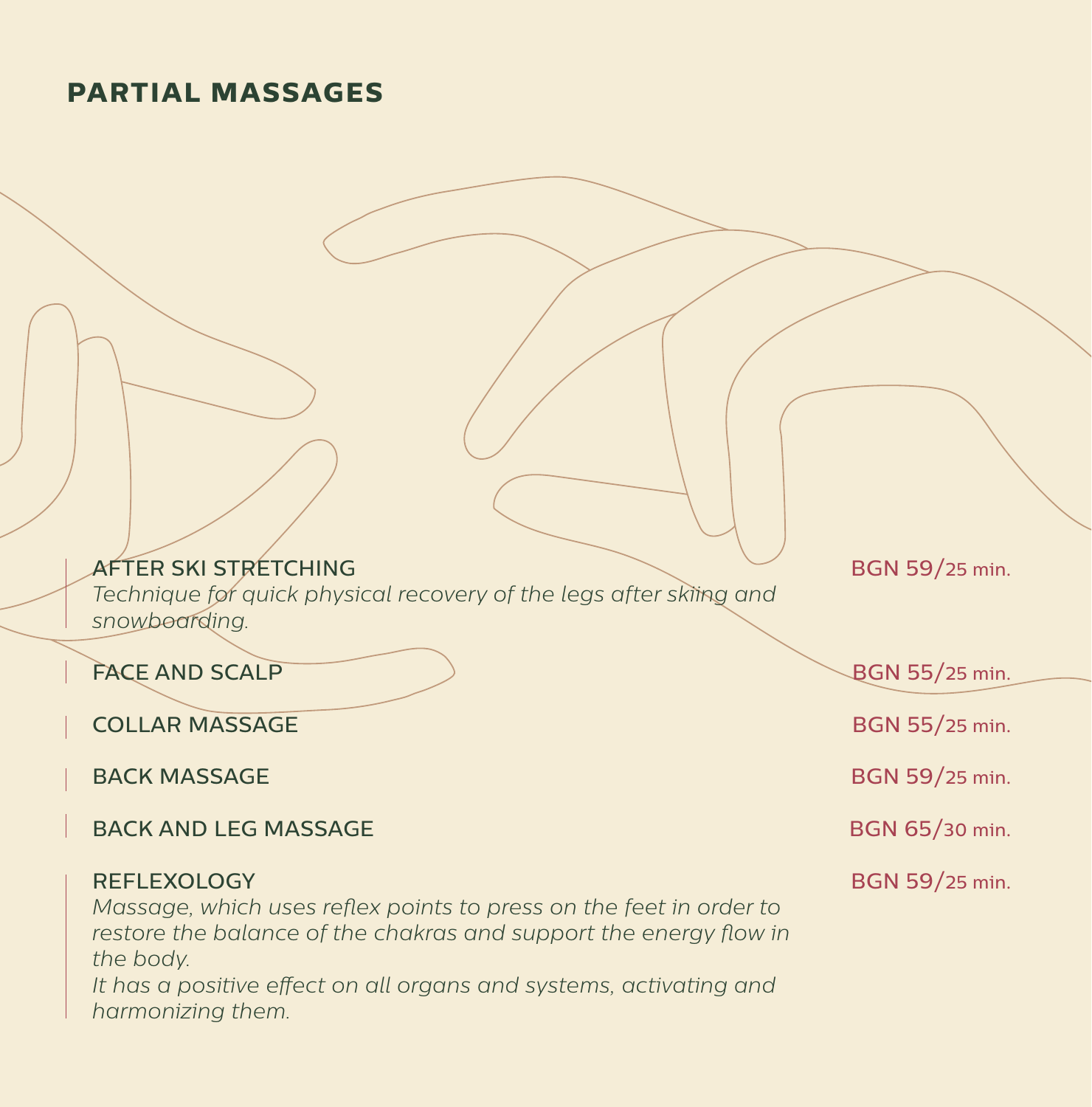## PARTIAL MASSAGES

**AFTER SKI STRETCHING** — BGN 59/25 min.

*Technique for quick physical recovery of the legs after skiing and snowboarding.*

**FACE AND SCALP** — BGN 55/25 min.

**COLLAR MASSAGE** — BGN 55/25 min.

**BACK MASSAGE** — BGN 59/25 min.

**BACK AND LEG MASSAGE** — BGN 65/30 min.

**REFLEXOLOGY** — BGN 59/25 min.

*Massage, which uses reflex points to press on the feet in order to restore the balance of the chakras and support the energy flow in the body.*
*It has a positive effect on all organs and systems, activating and harmonizing them.*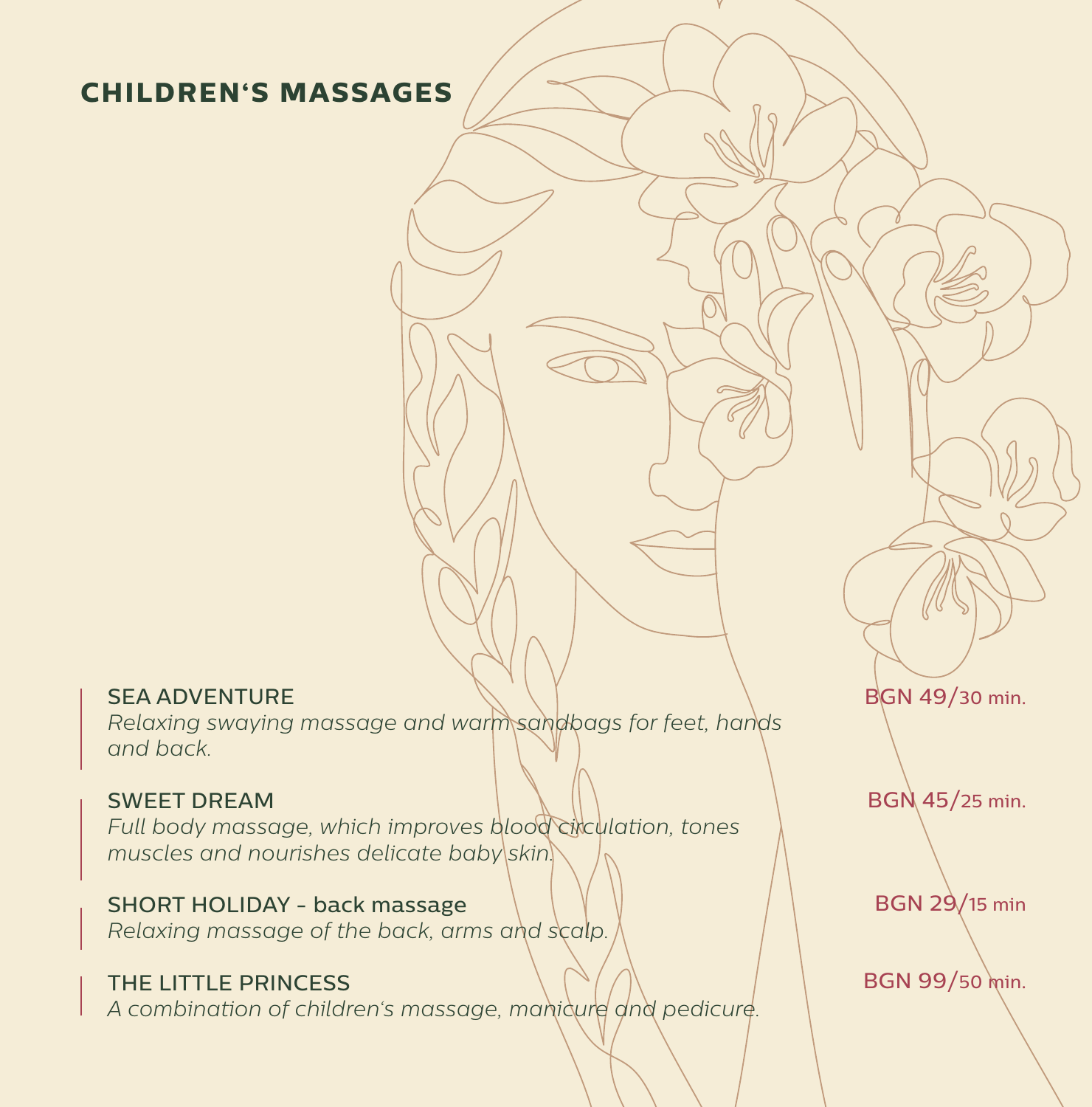# CHILDREN‘S MASSAGES

**SEA ADVENTURE** — BGN 49/30 min.

*Relaxing swaying massage and warm sandbags for feet, hands and back.*

**SWEET DREAM** — BGN 45/25 min.

*Full body massage, which improves blood circulation, tones muscles and nourishes delicate baby skin.*

**SHORT HOLIDAY - back massage** — BGN 29/15 min

*Relaxing massage of the back, arms and scalp.*

**THE LITTLE PRINCESS** — BGN 99/50 min.

*A combination of children‘s massage, manicure and pedicure.*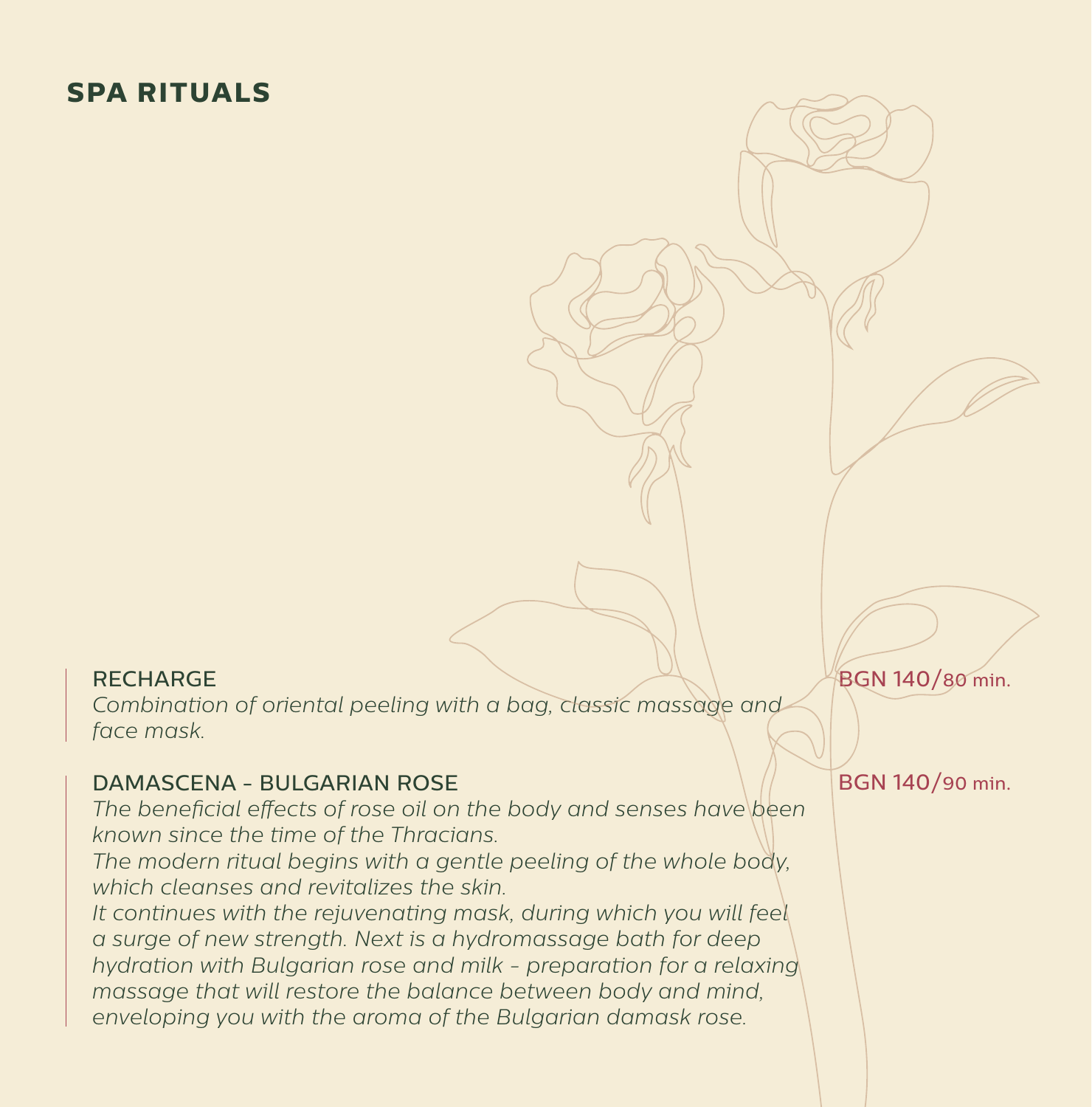## SPA RITUALS

### RECHARGE

BGN 140/80 min.

*Combination of oriental peeling with a bag, classic massage and face mask.*

### DAMASCENA - BULGARIAN ROSE

BGN 140/90 min.

*The beneficial effects of rose oil on the body and senses have been known since the time of the Thracians.*
*The modern ritual begins with a gentle peeling of the whole body, which cleanses and revitalizes the skin.*
*It continues with the rejuvenating mask, during which you will feel a surge of new strength. Next is a hydromassage bath for deep hydration with Bulgarian rose and milk - preparation for a relaxing massage that will restore the balance between body and mind, enveloping you with the aroma of the Bulgarian damask rose.*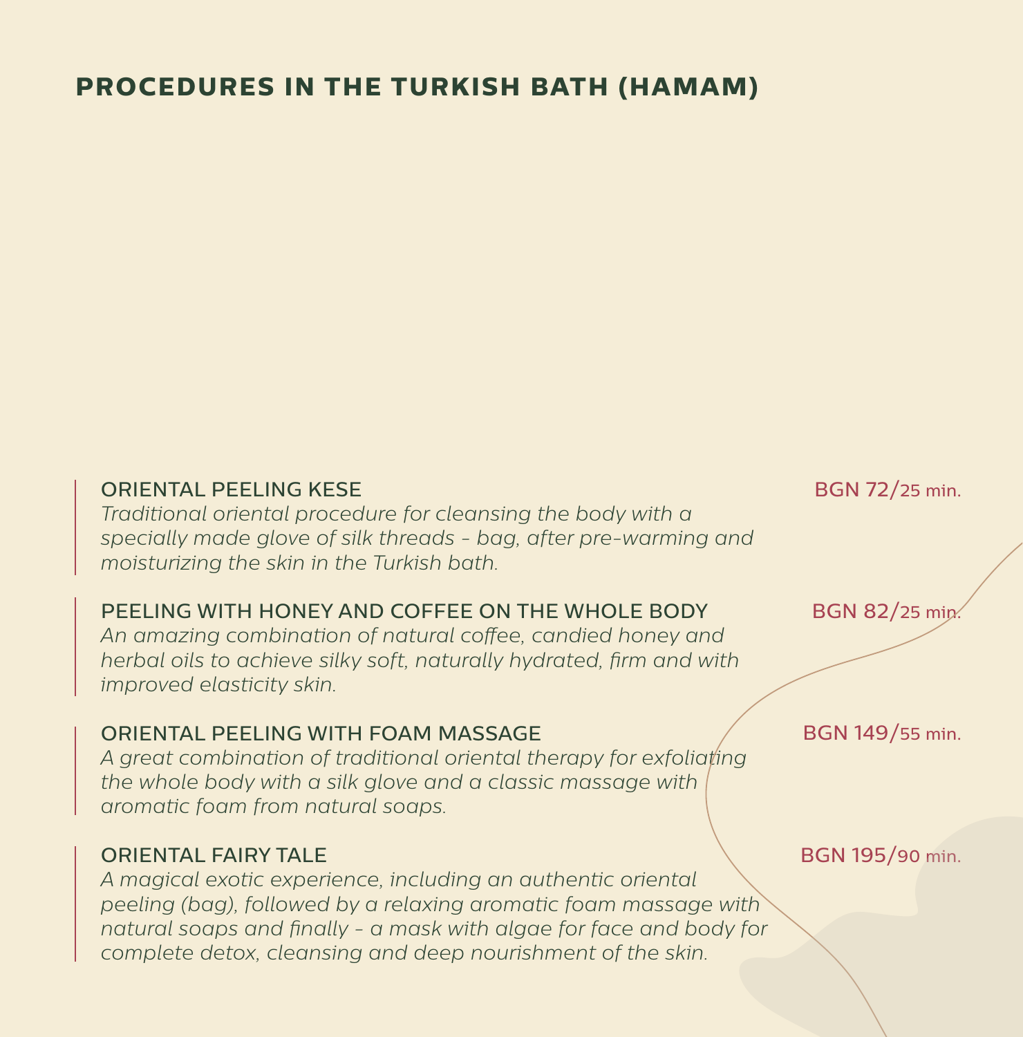# PROCEDURES IN THE TURKISH BATH (HAMAM)

**ORIENTAL PEELING KESE** — BGN 72/25 min.

*Traditional oriental procedure for cleansing the body with a specially made glove of silk threads - bag, after pre-warming and moisturizing the skin in the Turkish bath.*

**PEELING WITH HONEY AND COFFEE ON THE WHOLE BODY** — BGN 82/25 min.

*An amazing combination of natural coffee, candied honey and herbal oils to achieve silky soft, naturally hydrated, firm and with improved elasticity skin.*

**ORIENTAL PEELING WITH FOAM MASSAGE** — BGN 149/55 min.

*A great combination of traditional oriental therapy for exfoliating the whole body with a silk glove and a classic massage with aromatic foam from natural soaps.*

**ORIENTAL FAIRY TALE** — BGN 195/90 min.

*A magical exotic experience, including an authentic oriental peeling (bag), followed by a relaxing aromatic foam massage with natural soaps and finally - a mask with algae for face and body for complete detox, cleansing and deep nourishment of the skin.*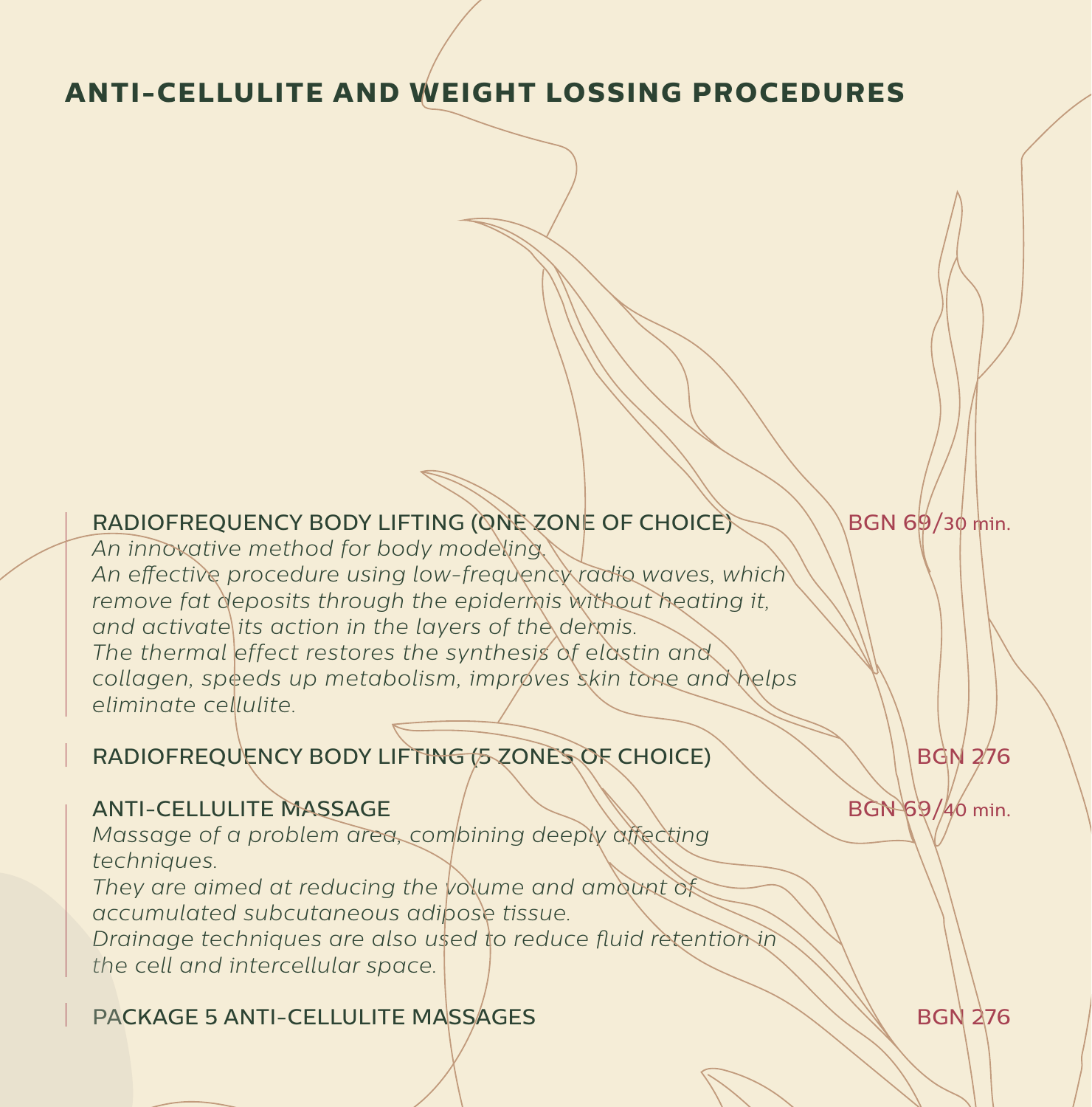# ANTI-CELLULITE AND WEIGHT LOSSING PROCEDURES

**RADIOFREQUENCY BODY LIFTING (ONE ZONE OF CHOICE)** — BGN 69/30 min.

*An innovative method for body modeling.*
*An effective procedure using low-frequency radio waves, which remove fat deposits through the epidermis without heating it, and activate its action in the layers of the dermis.*
*The thermal effect restores the synthesis of elastin and collagen, speeds up metabolism, improves skin tone and helps eliminate cellulite.*

**RADIOFREQUENCY BODY LIFTING (5 ZONES OF CHOICE)** — BGN 276

**ANTI-CELLULITE MASSAGE** — BGN 69/40 min.

*Massage of a problem area, combining deeply affecting techniques.*
*They are aimed at reducing the volume and amount of accumulated subcutaneous adipose tissue.*
*Drainage techniques are also used to reduce fluid retention in the cell and intercellular space.*

**PACKAGE 5 ANTI-CELLULITE MASSAGES** — BGN 276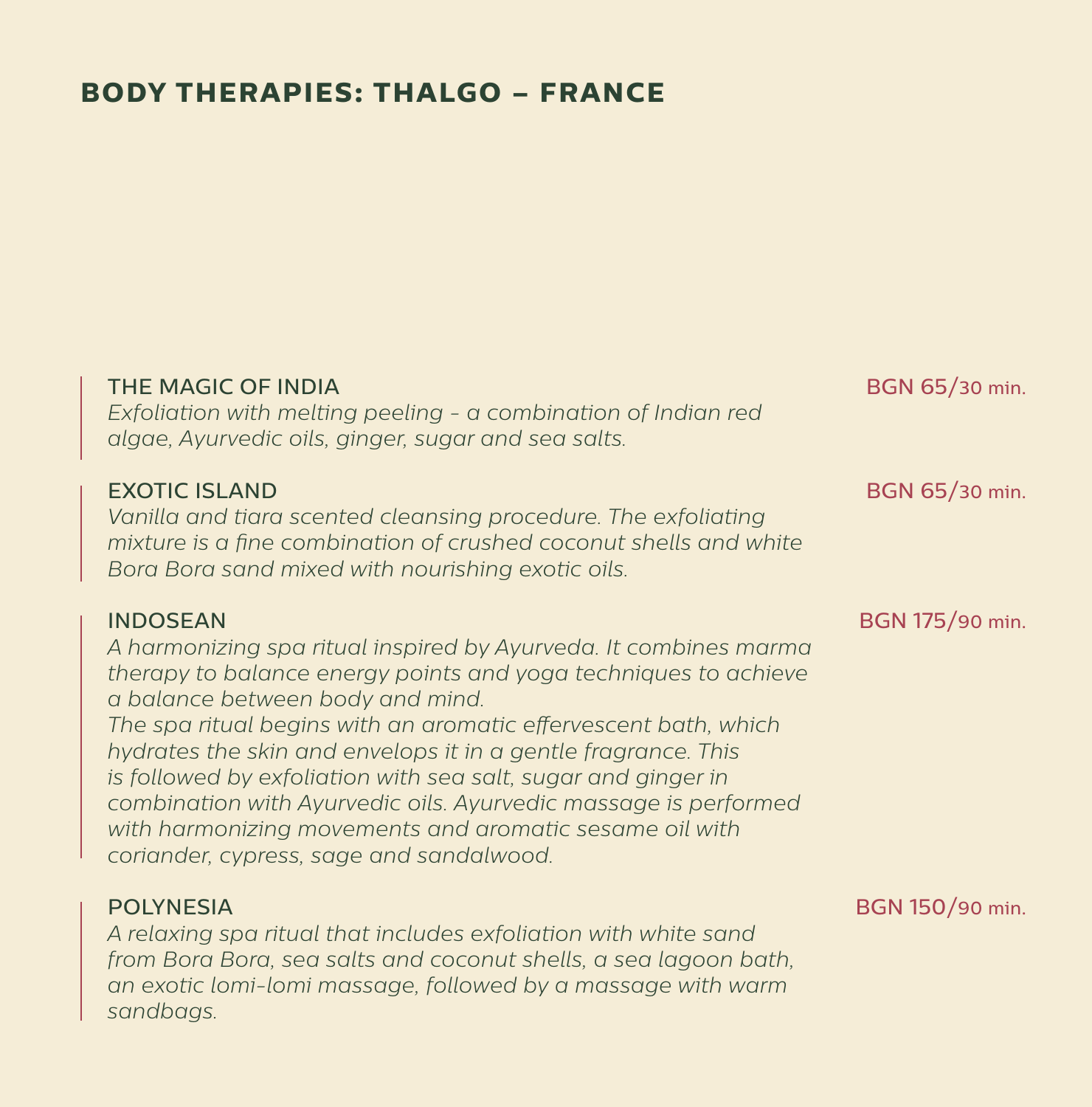# BODY THERAPIES: THALGO – FRANCE

### THE MAGIC OF INDIA

BGN 65/30 min.

*Exfoliation with melting peeling - a combination of Indian red algae, Ayurvedic oils, ginger, sugar and sea salts.*

### EXOTIC ISLAND

BGN 65/30 min.

*Vanilla and tiara scented cleansing procedure. The exfoliating mixture is a fine combination of crushed coconut shells and white Bora Bora sand mixed with nourishing exotic oils.*

### INDOSEAN

BGN 175/90 min.

*A harmonizing spa ritual inspired by Ayurveda. It combines marma therapy to balance energy points and yoga techniques to achieve a balance between body and mind.*
*The spa ritual begins with an aromatic effervescent bath, which hydrates the skin and envelops it in a gentle fragrance. This is followed by exfoliation with sea salt, sugar and ginger in combination with Ayurvedic oils. Ayurvedic massage is performed with harmonizing movements and aromatic sesame oil with coriander, cypress, sage and sandalwood.*

### POLYNESIA

BGN 150/90 min.

*A relaxing spa ritual that includes exfoliation with white sand from Bora Bora, sea salts and coconut shells, a sea lagoon bath, an exotic lomi-lomi massage, followed by a massage with warm sandbags.*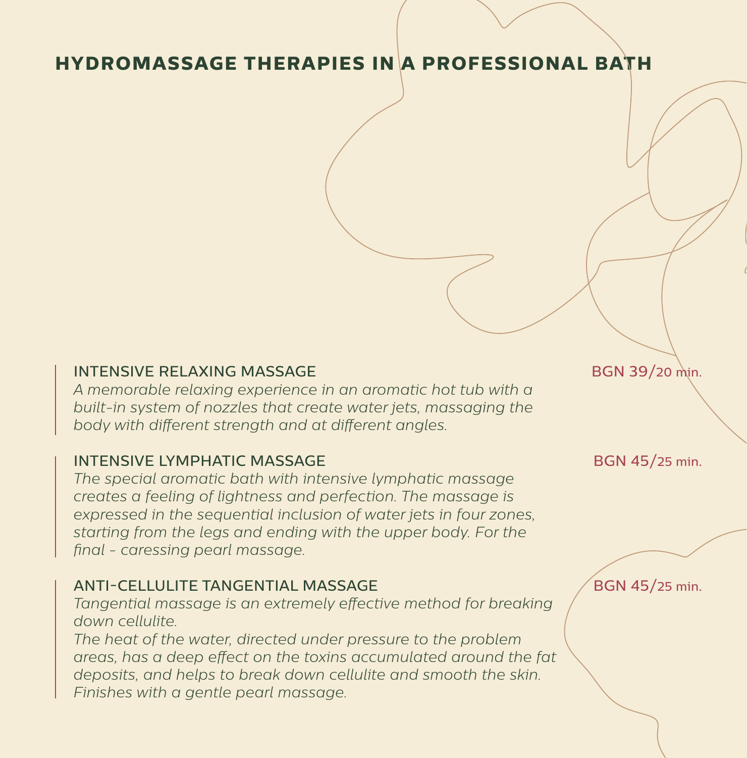# HYDROMASSAGE THERAPIES IN A PROFESSIONAL BATH

### INTENSIVE RELAXING MASSAGE

BGN 39/20 min.

*A memorable relaxing experience in an aromatic hot tub with a built-in system of nozzles that create water jets, massaging the body with different strength and at different angles.*

### INTENSIVE LYMPHATIC MASSAGE

BGN 45/25 min.

*The special aromatic bath with intensive lymphatic massage creates a feeling of lightness and perfection. The massage is expressed in the sequential inclusion of water jets in four zones, starting from the legs and ending with the upper body. For the final - caressing pearl massage.*

### ANTI-CELLULITE TANGENTIAL MASSAGE

BGN 45/25 min.

*Tangential massage is an extremely effective method for breaking down cellulite.*
*The heat of the water, directed under pressure to the problem areas, has a deep effect on the toxins accumulated around the fat deposits, and helps to break down cellulite and smooth the skin. Finishes with a gentle pearl massage.*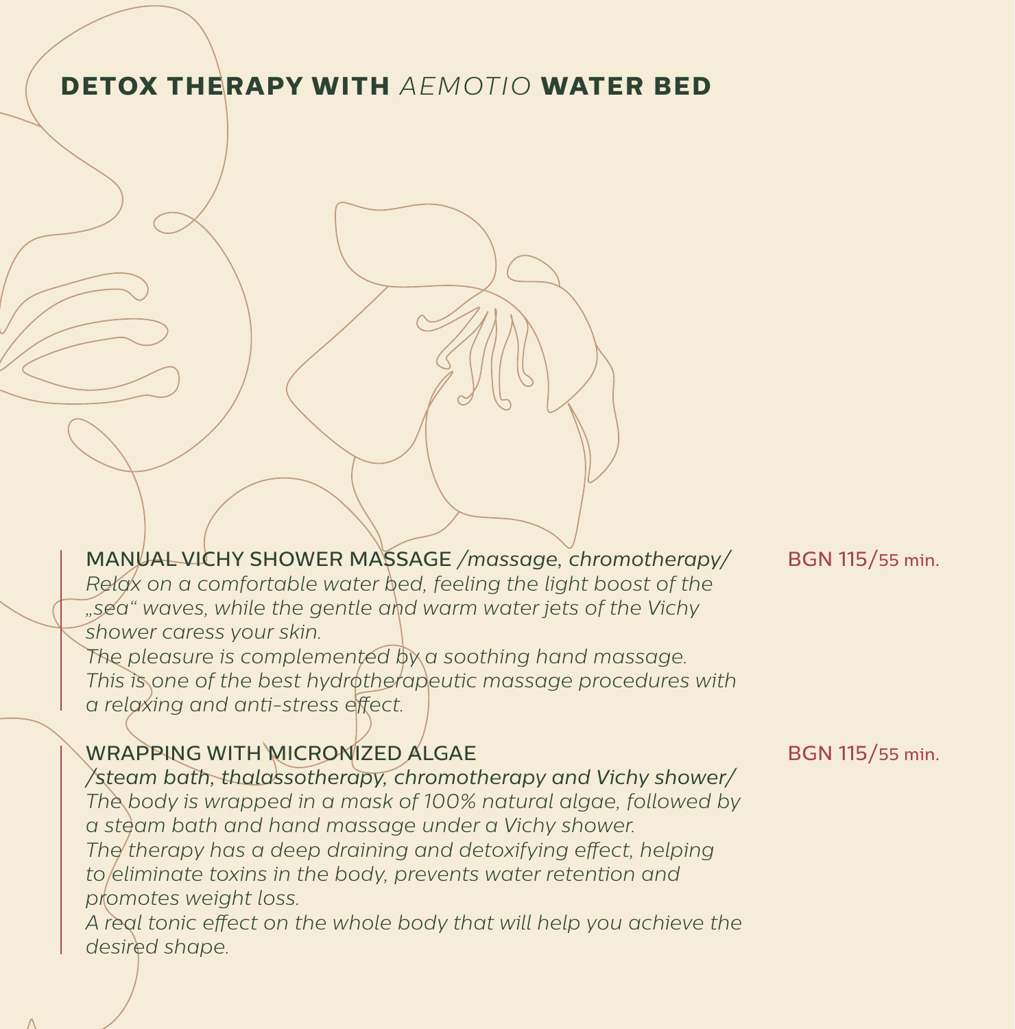# DETOX THERAPY WITH *AEMOTIO* WATER BED

**MANUAL VICHY SHOWER MASSAGE** */massage, chromotherapy/* BGN 115/55 min.

*Relax on a comfortable water bed, feeling the light boost of the „sea“ waves, while the gentle and warm water jets of the Vichy shower caress your skin.*
*The pleasure is complemented by a soothing hand massage.*
*This is one of the best hydrotherapeutic massage procedures with a relaxing and anti-stress effect.*

**WRAPPING WITH MICRONIZED ALGAE** BGN 115/55 min.

*/steam bath, thalassotherapy, chromotherapy and Vichy shower/*
*The body is wrapped in a mask of 100% natural algae, followed by a steam bath and hand massage under a Vichy shower.*
*The therapy has a deep draining and detoxifying effect, helping to eliminate toxins in the body, prevents water retention and promotes weight loss.*
*A real tonic effect on the whole body that will help you achieve the desired shape.*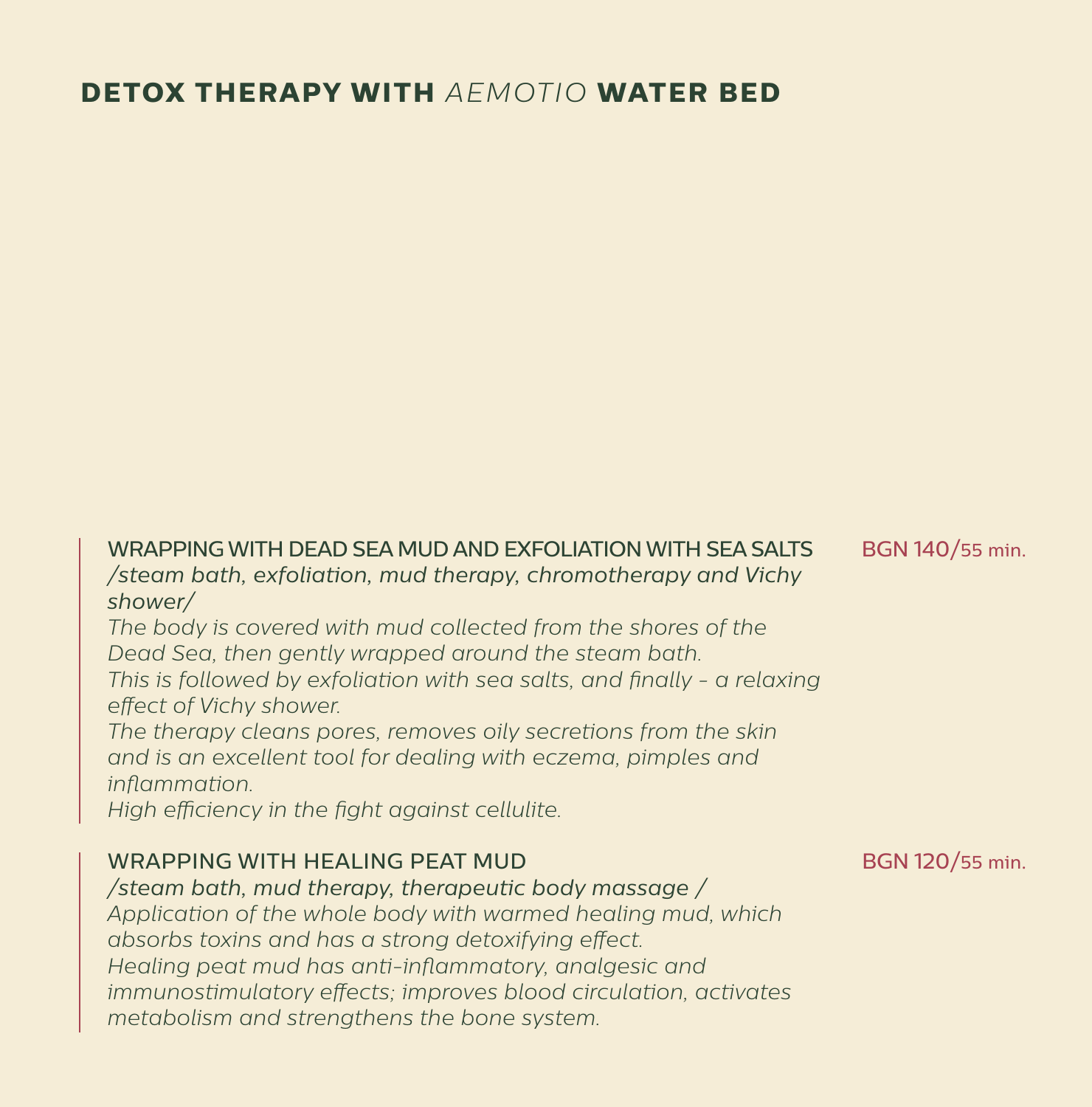# DETOX THERAPY WITH *AEMOTIO* WATER BED

WRAPPING WITH DEAD SEA MUD AND EXFOLIATION WITH SEA SALTS — BGN 140/55 min.

*/steam bath, exfoliation, mud therapy, chromotherapy and Vichy shower/*

*The body is covered with mud collected from the shores of the Dead Sea, then gently wrapped around the steam bath.*
*This is followed by exfoliation with sea salts, and finally - a relaxing effect of Vichy shower.*
*The therapy cleans pores, removes oily secretions from the skin and is an excellent tool for dealing with eczema, pimples and inflammation.*
*High efficiency in the fight against cellulite.*

WRAPPING WITH HEALING PEAT MUD — BGN 120/55 min.

*/steam bath, mud therapy, therapeutic body massage /*

*Application of the whole body with warmed healing mud, which absorbs toxins and has a strong detoxifying effect.*
*Healing peat mud has anti-inflammatory, analgesic and immunostimulatory effects; improves blood circulation, activates metabolism and strengthens the bone system.*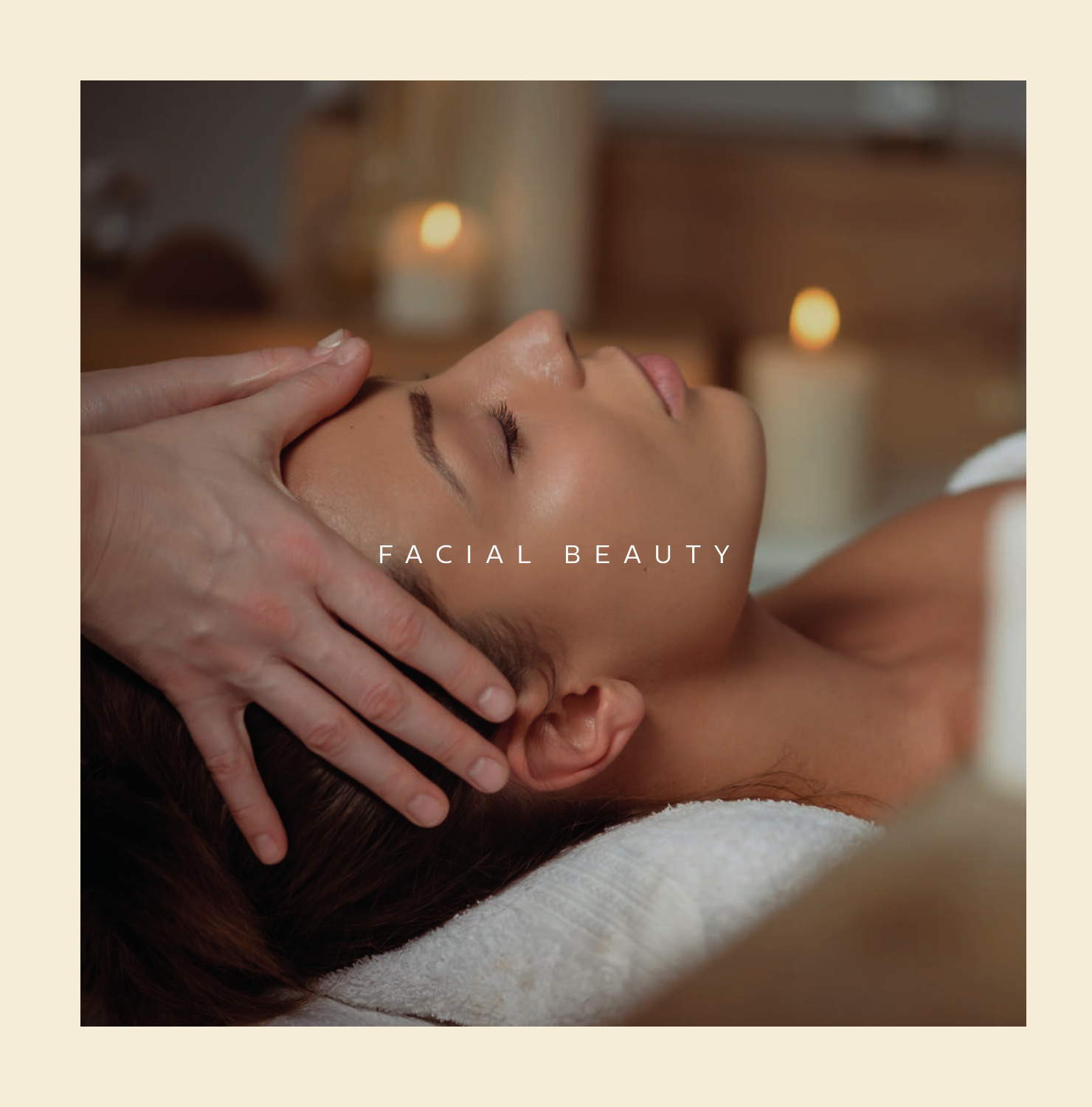# FACIAL BEAUTY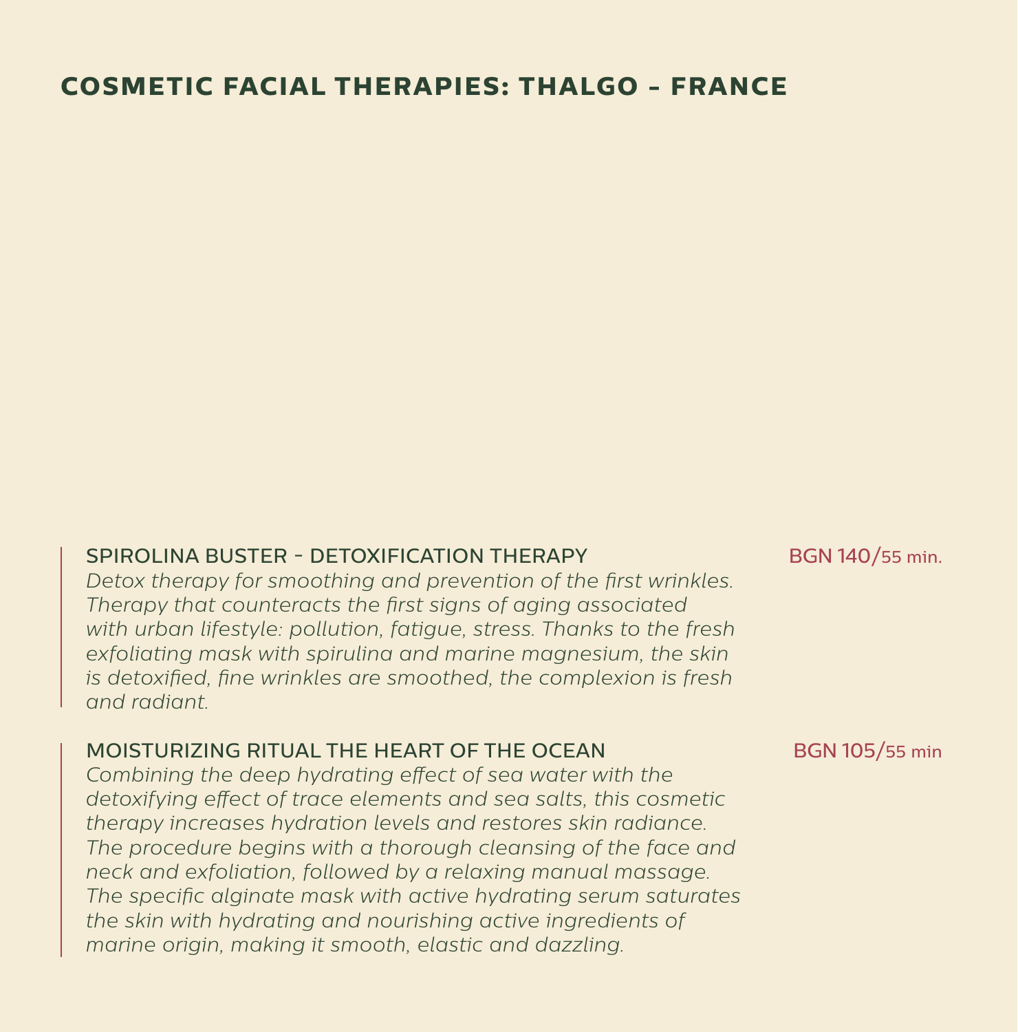# COSMETIC FACIAL THERAPIES: THALGO - FRANCE

### SPIROLINA BUSTER - DETOXIFICATION THERAPY

BGN 140/55 min.

*Detox therapy for smoothing and prevention of the first wrinkles. Therapy that counteracts the first signs of aging associated with urban lifestyle: pollution, fatigue, stress. Thanks to the fresh exfoliating mask with spirulina and marine magnesium, the skin is detoxified, fine wrinkles are smoothed, the complexion is fresh and radiant.*

### MOISTURIZING RITUAL THE HEART OF THE OCEAN

BGN 105/55 min

*Combining the deep hydrating effect of sea water with the detoxifying effect of trace elements and sea salts, this cosmetic therapy increases hydration levels and restores skin radiance. The procedure begins with a thorough cleansing of the face and neck and exfoliation, followed by a relaxing manual massage. The specific alginate mask with active hydrating serum saturates the skin with hydrating and nourishing active ingredients of marine origin, making it smooth, elastic and dazzling.*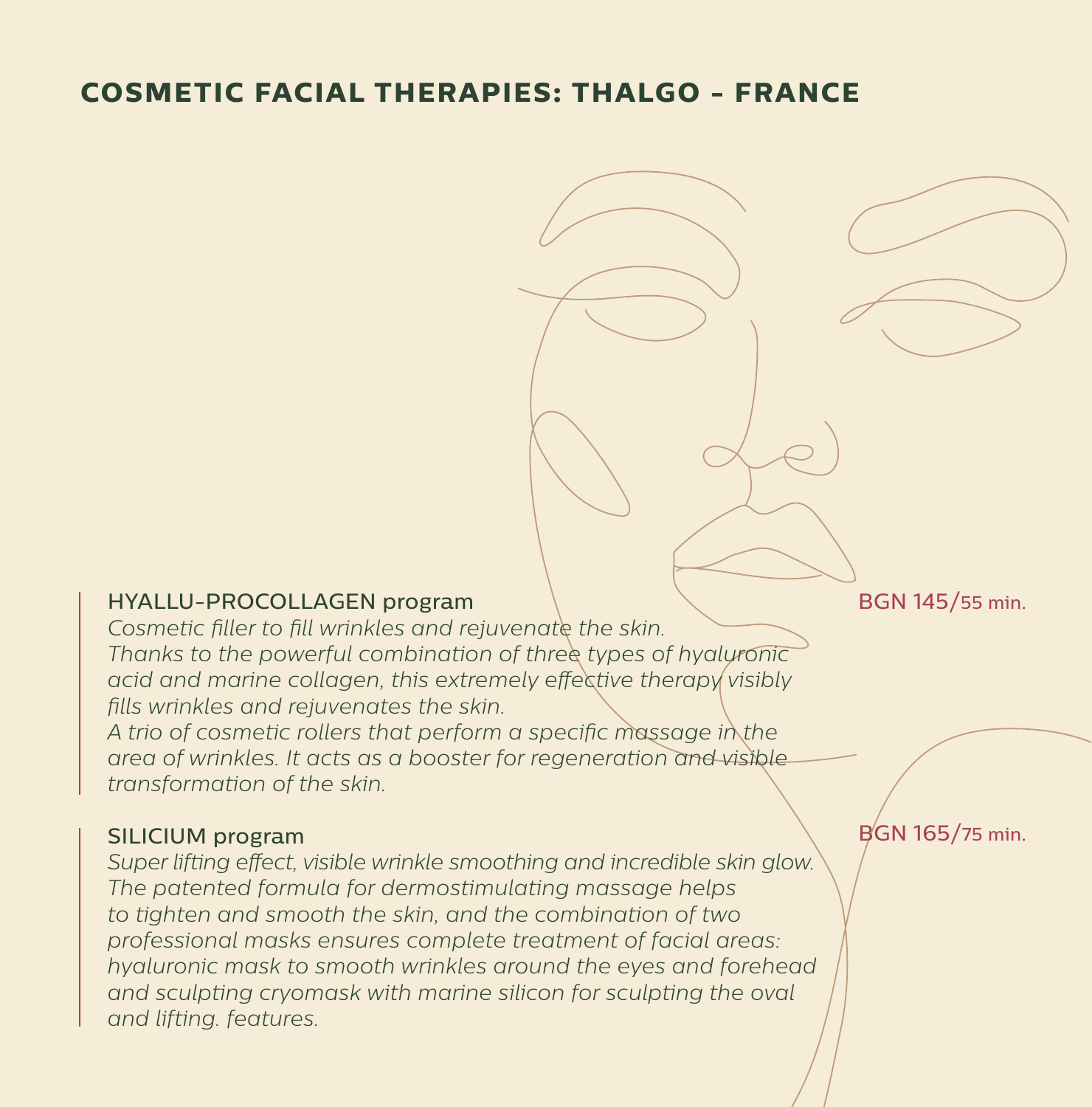# COSMETIC FACIAL THERAPIES: THALGO - FRANCE

**HYALLU-PROCOLLAGEN program** — BGN 145/55 min.

*Cosmetic filler to fill wrinkles and rejuvenate the skin.*
*Thanks to the powerful combination of three types of hyaluronic acid and marine collagen, this extremely effective therapy visibly fills wrinkles and rejuvenates the skin.*
*A trio of cosmetic rollers that perform a specific massage in the area of wrinkles. It acts as a booster for regeneration and visible transformation of the skin.*

**SILICIUM program** — BGN 165/75 min.

*Super lifting effect, visible wrinkle smoothing and incredible skin glow.*
*The patented formula for dermostimulating massage helps to tighten and smooth the skin, and the combination of two professional masks ensures complete treatment of facial areas: hyaluronic mask to smooth wrinkles around the eyes and forehead and sculpting cryomask with marine silicon for sculpting the oval and lifting. features.*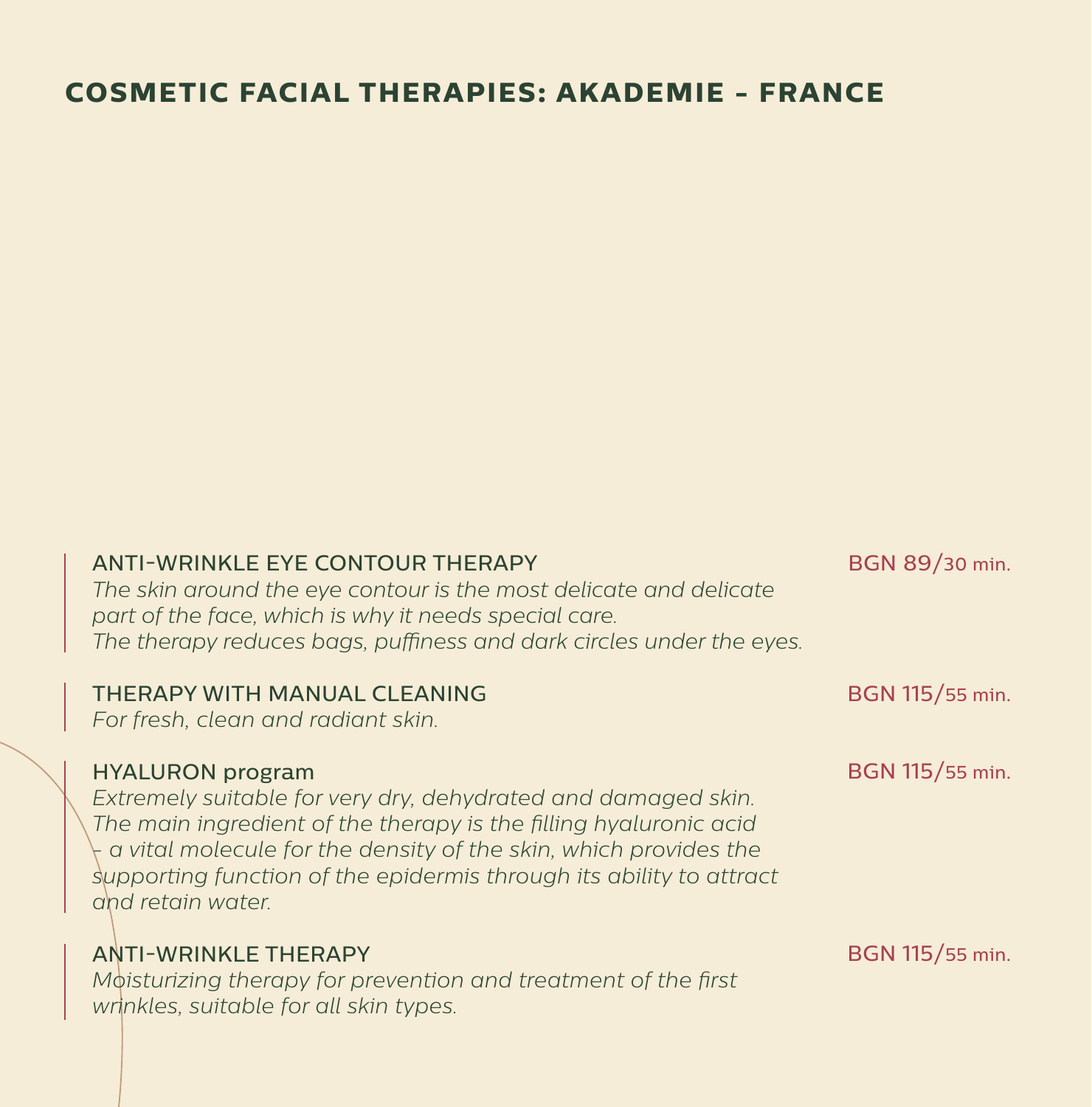# COSMETIC FACIAL THERAPIES: AKADEMIE - FRANCE

### ANTI-WRINKLE EYE CONTOUR THERAPY

BGN 89/30 min.

*The skin around the eye contour is the most delicate and delicate part of the face, which is why it needs special care.*
*The therapy reduces bags, puffiness and dark circles under the eyes.*

### THERAPY WITH MANUAL CLEANING

BGN 115/55 min.

*For fresh, clean and radiant skin.*

### HYALURON program

BGN 115/55 min.

*Extremely suitable for very dry, dehydrated and damaged skin.*
*The main ingredient of the therapy is the filling hyaluronic acid – a vital molecule for the density of the skin, which provides the supporting function of the epidermis through its ability to attract and retain water.*

### ANTI-WRINKLE THERAPY

BGN 115/55 min.

*Moisturizing therapy for prevention and treatment of the first wrinkles, suitable for all skin types.*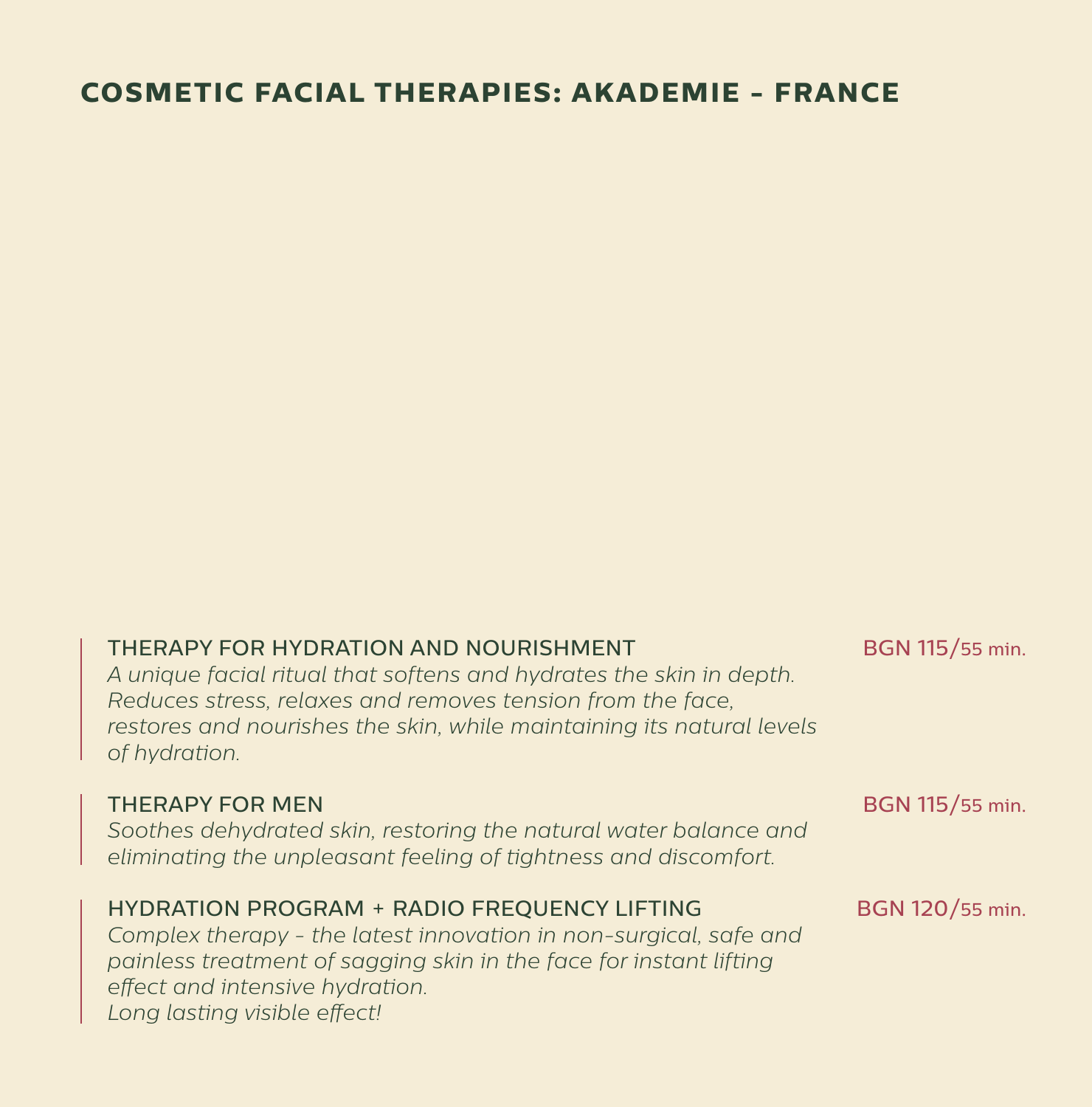# COSMETIC FACIAL THERAPIES: AKADEMIE - FRANCE

### THERAPY FOR HYDRATION AND NOURISHMENT

BGN 115/55 min.

*A unique facial ritual that softens and hydrates the skin in depth. Reduces stress, relaxes and removes tension from the face, restores and nourishes the skin, while maintaining its natural levels of hydration.*

### THERAPY FOR MEN

BGN 115/55 min.

*Soothes dehydrated skin, restoring the natural water balance and eliminating the unpleasant feeling of tightness and discomfort.*

### HYDRATION PROGRAM + RADIO FREQUENCY LIFTING

BGN 120/55 min.

*Complex therapy - the latest innovation in non-surgical, safe and painless treatment of sagging skin in the face for instant lifting effect and intensive hydration.*
*Long lasting visible effect!*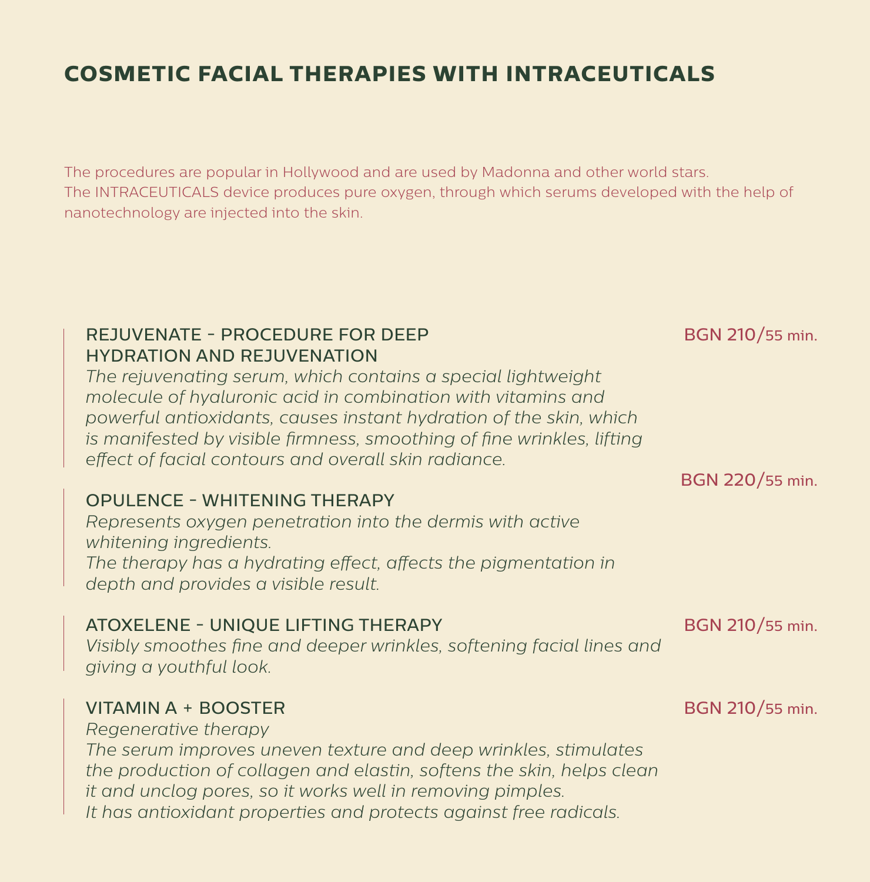# COSMETIC FACIAL THERAPIES WITH INTRACEUTICALS

The procedures are popular in Hollywood and are used by Madonna and other world stars.
The INTRACEUTICALS device produces pure oxygen, through which serums developed with the help of nanotechnology are injected into the skin.

### REJUVENATE - PROCEDURE FOR DEEP HYDRATION AND REJUVENATION

BGN 210/55 min.

*The rejuvenating serum, which contains a special lightweight molecule of hyaluronic acid in combination with vitamins and powerful antioxidants, causes instant hydration of the skin, which is manifested by visible firmness, smoothing of fine wrinkles, lifting effect of facial contours and overall skin radiance.*

### OPULENCE - WHITENING THERAPY

BGN 220/55 min.

*Represents oxygen penetration into the dermis with active whitening ingredients.*
*The therapy has a hydrating effect, affects the pigmentation in depth and provides a visible result.*

### ATOXELENE - UNIQUE LIFTING THERAPY

BGN 210/55 min.

*Visibly smoothes fine and deeper wrinkles, softening facial lines and giving a youthful look.*

### VITAMIN A + BOOSTER

BGN 210/55 min.

*Regenerative therapy*
*The serum improves uneven texture and deep wrinkles, stimulates the production of collagen and elastin, softens the skin, helps clean it and unclog pores, so it works well in removing pimples.*
*It has antioxidant properties and protects against free radicals.*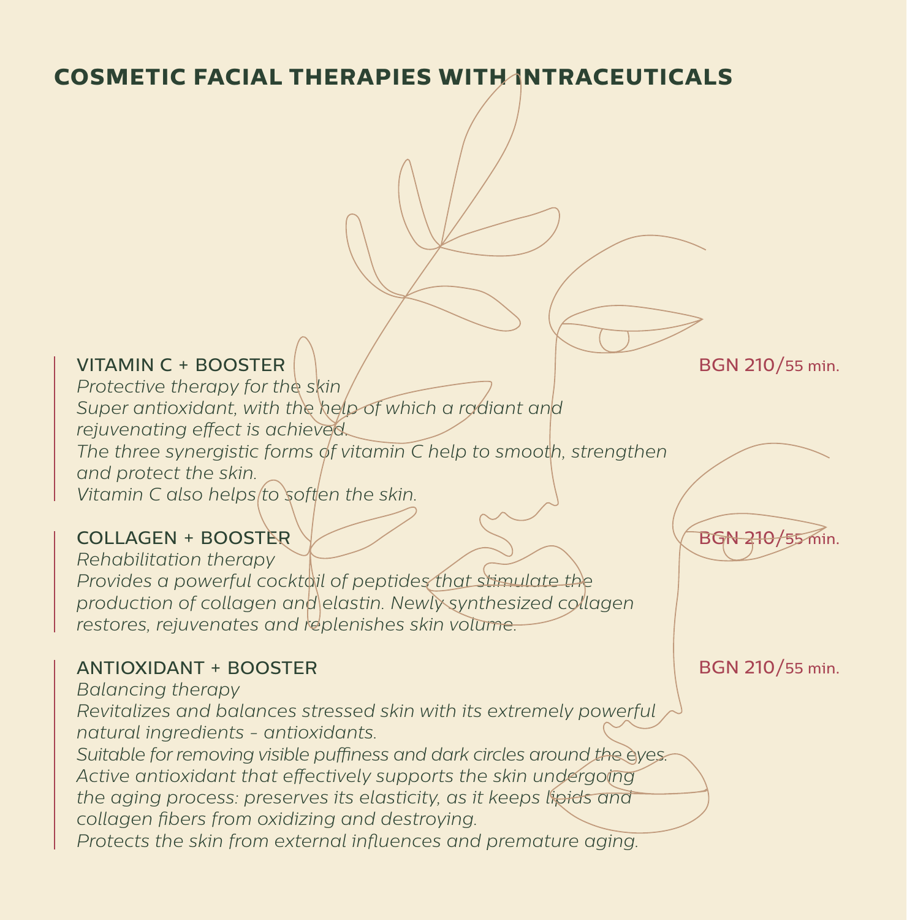# COSMETIC FACIAL THERAPIES WITH INTRACEUTICALS

## VITAMIN C + BOOSTER

BGN 210/55 min.

*Protective therapy for the skin*
*Super antioxidant, with the help of which a radiant and rejuvenating effect is achieved.*
*The three synergistic forms of vitamin C help to smooth, strengthen and protect the skin.*
*Vitamin C also helps to soften the skin.*

## COLLAGEN + BOOSTER

BGN 210/55 min.

*Rehabilitation therapy*
*Provides a powerful cocktail of peptides that stimulate the production of collagen and elastin. Newly synthesized collagen restores, rejuvenates and replenishes skin volume.*

## ANTIOXIDANT + BOOSTER

BGN 210/55 min.

*Balancing therapy*
*Revitalizes and balances stressed skin with its extremely powerful natural ingredients - antioxidants.*
*Suitable for removing visible puffiness and dark circles around the eyes.*
*Active antioxidant that effectively supports the skin undergoing the aging process: preserves its elasticity, as it keeps lipids and collagen fibers from oxidizing and destroying.*
*Protects the skin from external influences and premature aging.*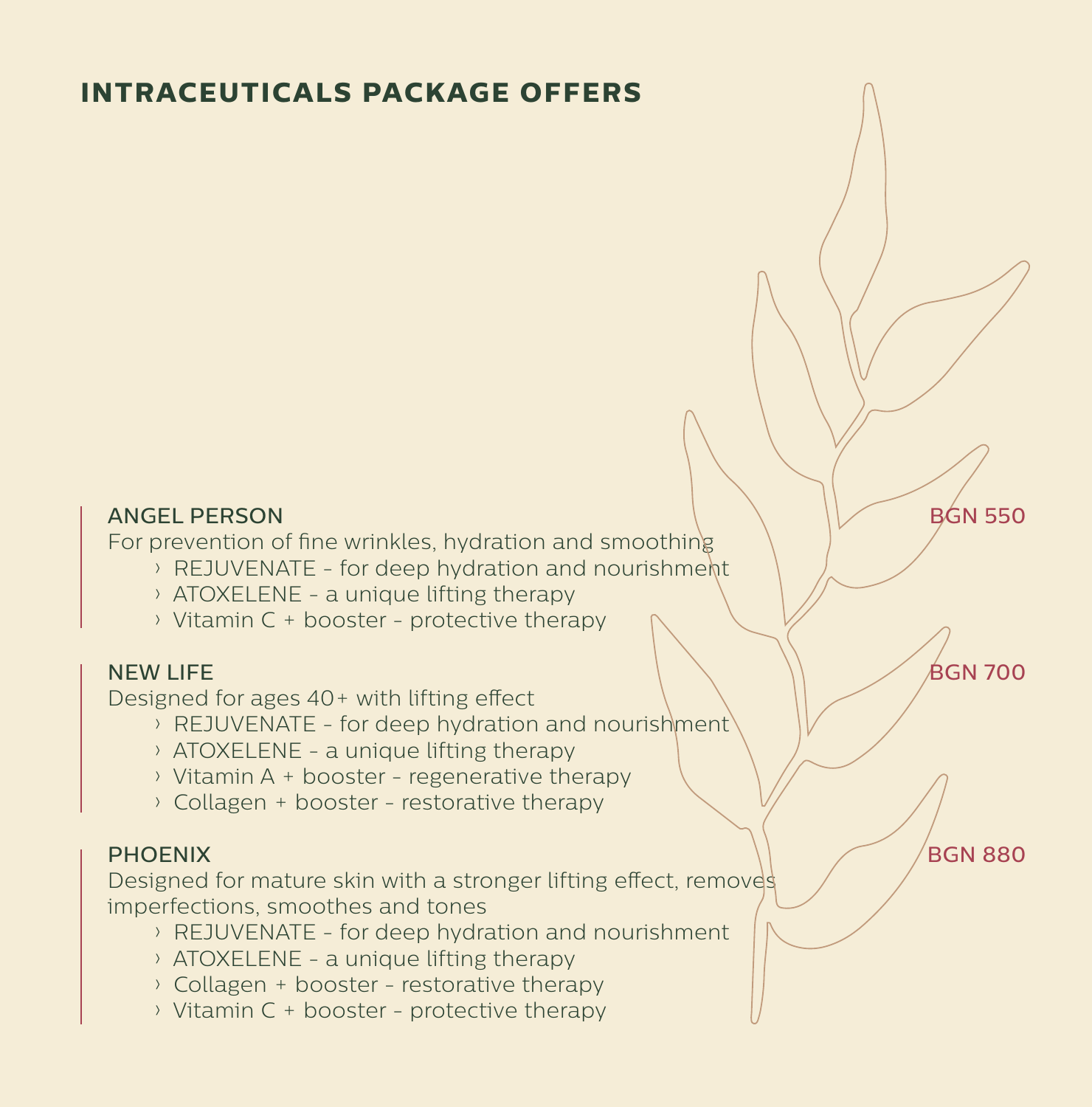# INTRACEUTICALS PACKAGE OFFERS

**ANGEL PERSON** — BGN 550

For prevention of fine wrinkles, hydration and smoothing

- REJUVENATE - for deep hydration and nourishment
- ATOXELENE - a unique lifting therapy
- Vitamin C + booster - protective therapy

**NEW LIFE** — BGN 700

Designed for ages 40+ with lifting effect

- REJUVENATE - for deep hydration and nourishment
- ATOXELENE - a unique lifting therapy
- Vitamin A + booster - regenerative therapy
- Collagen + booster - restorative therapy

**PHOENIX** — BGN 880

Designed for mature skin with a stronger lifting effect, removes imperfections, smoothes and tones

- REJUVENATE - for deep hydration and nourishment
- ATOXELENE - a unique lifting therapy
- Collagen + booster - restorative therapy
- Vitamin C + booster - protective therapy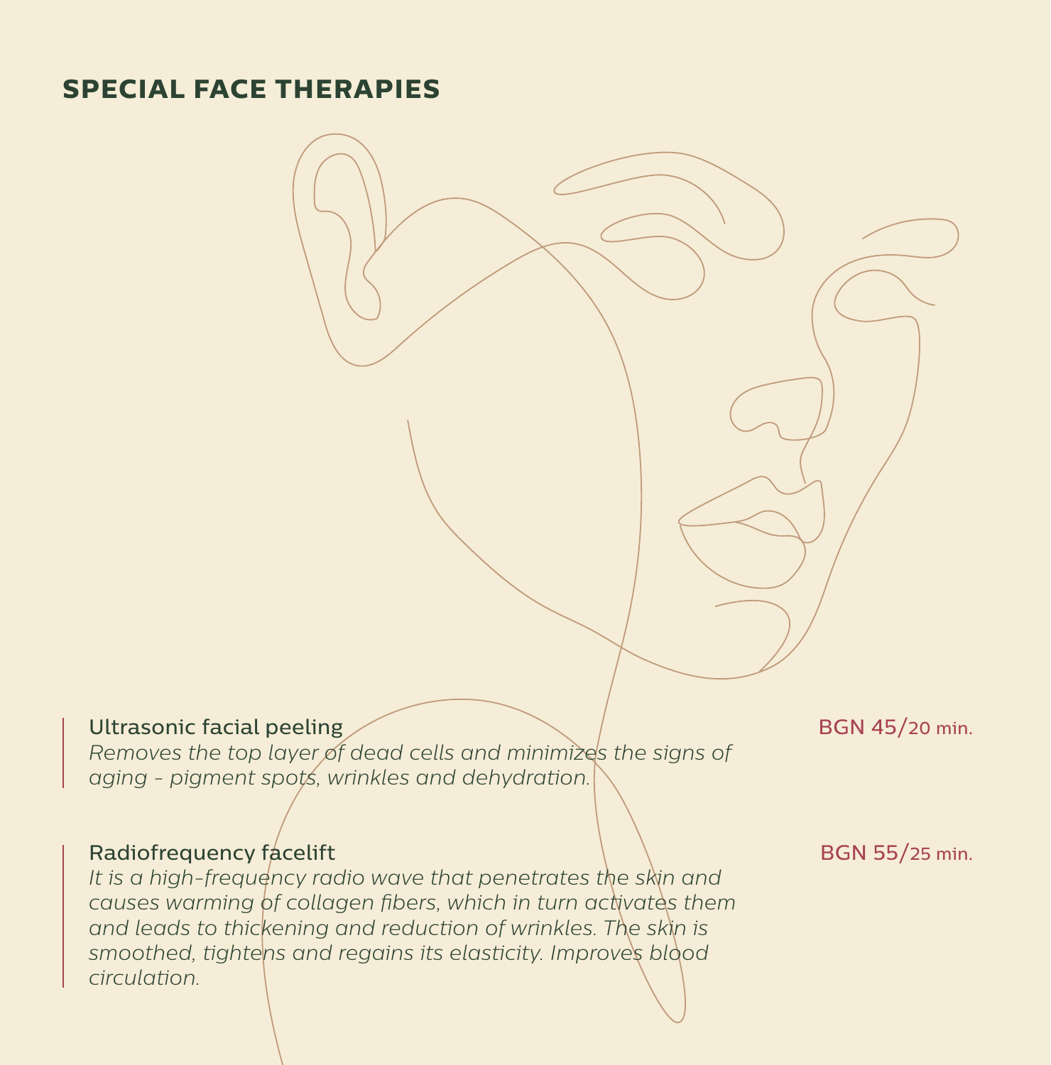# SPECIAL FACE THERAPIES

**Ultrasonic facial peeling** — BGN 45/20 min.

*Removes the top layer of dead cells and minimizes the signs of aging - pigment spots, wrinkles and dehydration.*

**Radiofrequency facelift** — BGN 55/25 min.

*It is a high-frequency radio wave that penetrates the skin and causes warming of collagen fibers, which in turn activates them and leads to thickening and reduction of wrinkles. The skin is smoothed, tightens and regains its elasticity. Improves blood circulation.*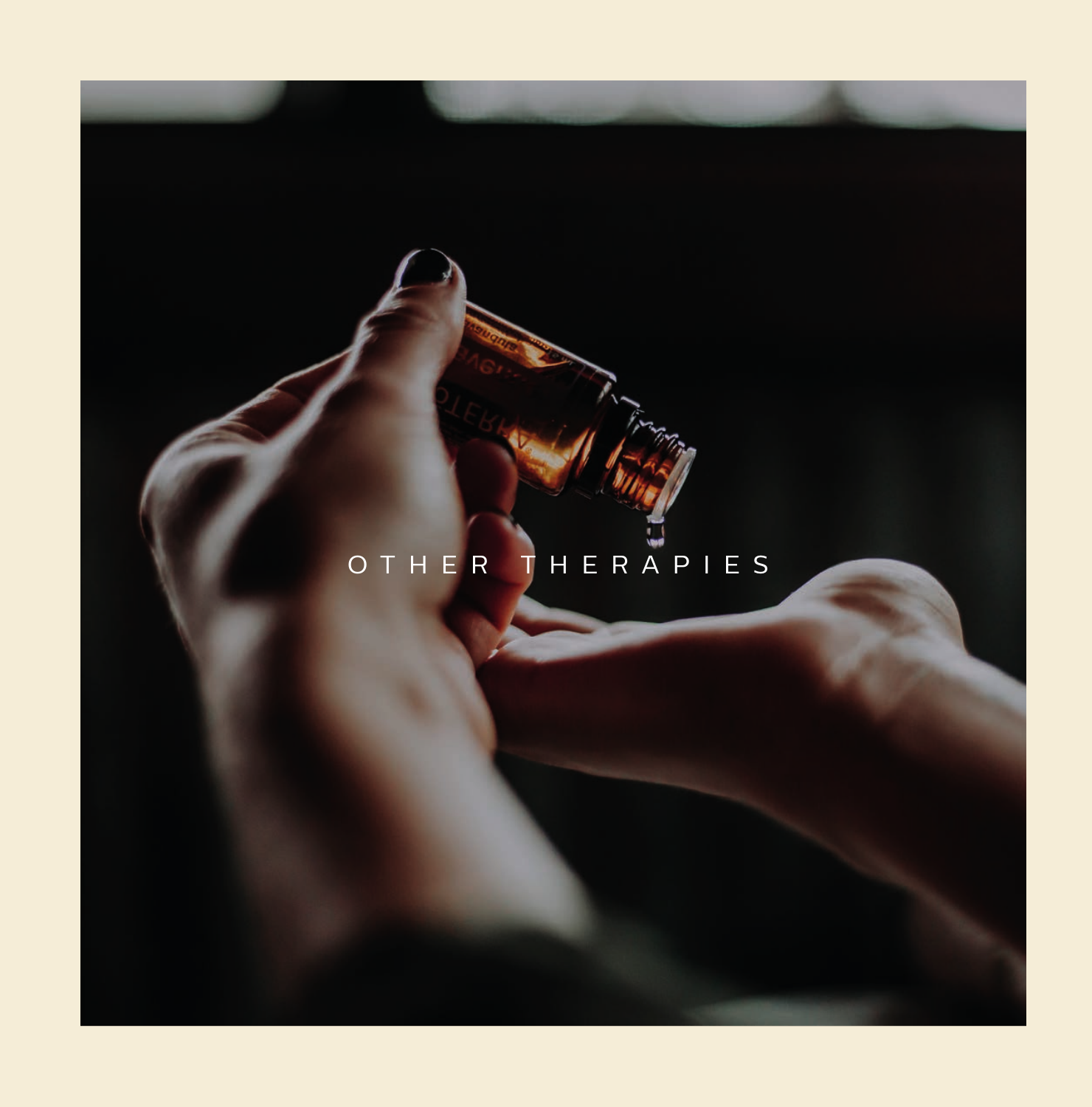# OTHER THERAPIES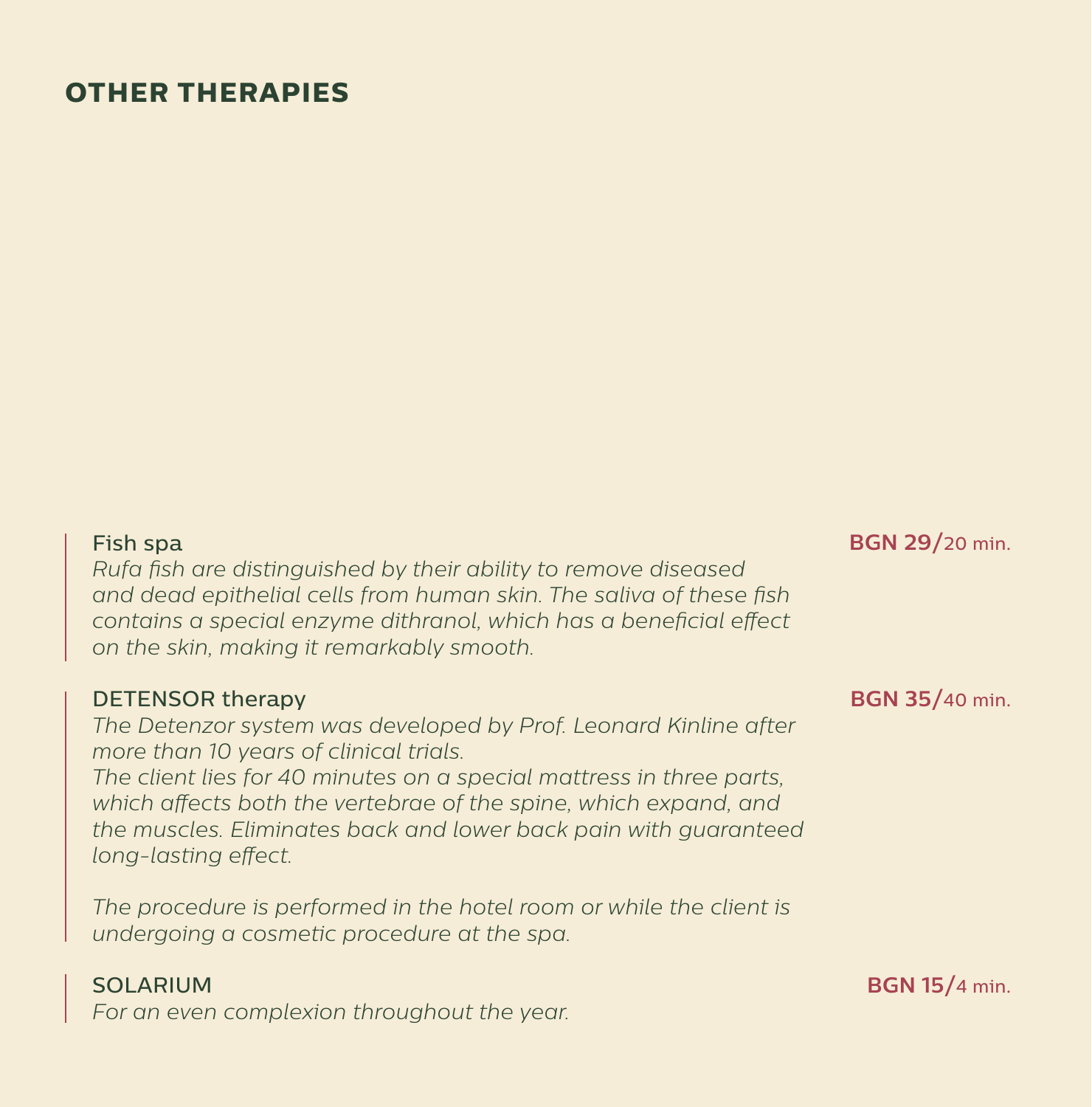## OTHER THERAPIES

**Fish spa** — **BGN 29/**20 min.

*Rufa fish are distinguished by their ability to remove diseased and dead epithelial cells from human skin. The saliva of these fish contains a special enzyme dithranol, which has a beneficial effect on the skin, making it remarkably smooth.*

**DETENSOR therapy** — **BGN 35/**40 min.

*The Detenzor system was developed by Prof. Leonard Kinline after more than 10 years of clinical trials.*
*The client lies for 40 minutes on a special mattress in three parts, which affects both the vertebrae of the spine, which expand, and the muscles. Eliminates back and lower back pain with guaranteed long-lasting effect.*

*The procedure is performed in the hotel room or while the client is undergoing a cosmetic procedure at the spa.*

**SOLARIUM** — **BGN 15/**4 min.

*For an even complexion throughout the year.*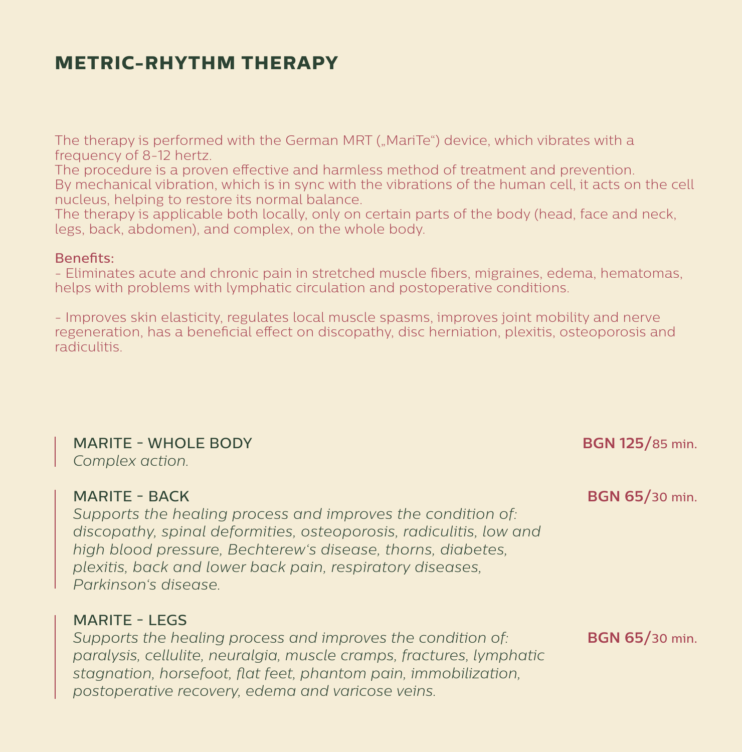# METRIC-RHYTHM THERAPY

The therapy is performed with the German MRT („MariTe") device, which vibrates with a frequency of 8-12 hertz.
The procedure is a proven effective and harmless method of treatment and prevention.
By mechanical vibration, which is in sync with the vibrations of the human cell, it acts on the cell nucleus, helping to restore its normal balance.
The therapy is applicable both locally, only on certain parts of the body (head, face and neck, legs, back, abdomen), and complex, on the whole body.

Benefits:
- Eliminates acute and chronic pain in stretched muscle fibers, migraines, edema, hematomas, helps with problems with lymphatic circulation and postoperative conditions.

- Improves skin elasticity, regulates local muscle spasms, improves joint mobility and nerve regeneration, has a beneficial effect on discopathy, disc herniation, plexitis, osteoporosis and radiculitis.

MARITE - WHOLE BODY — **BGN 125/**85 min.
*Complex action.*

MARITE - BACK — **BGN 65/**30 min.
*Supports the healing process and improves the condition of: discopathy, spinal deformities, osteoporosis, radiculitis, low and high blood pressure, Bechterew's disease, thorns, diabetes, plexitis, back and lower back pain, respiratory diseases, Parkinson's disease.*

MARITE - LEGS — **BGN 65/**30 min.
*Supports the healing process and improves the condition of: paralysis, cellulite, neuralgia, muscle cramps, fractures, lymphatic stagnation, horsefoot, flat feet, phantom pain, immobilization, postoperative recovery, edema and varicose veins.*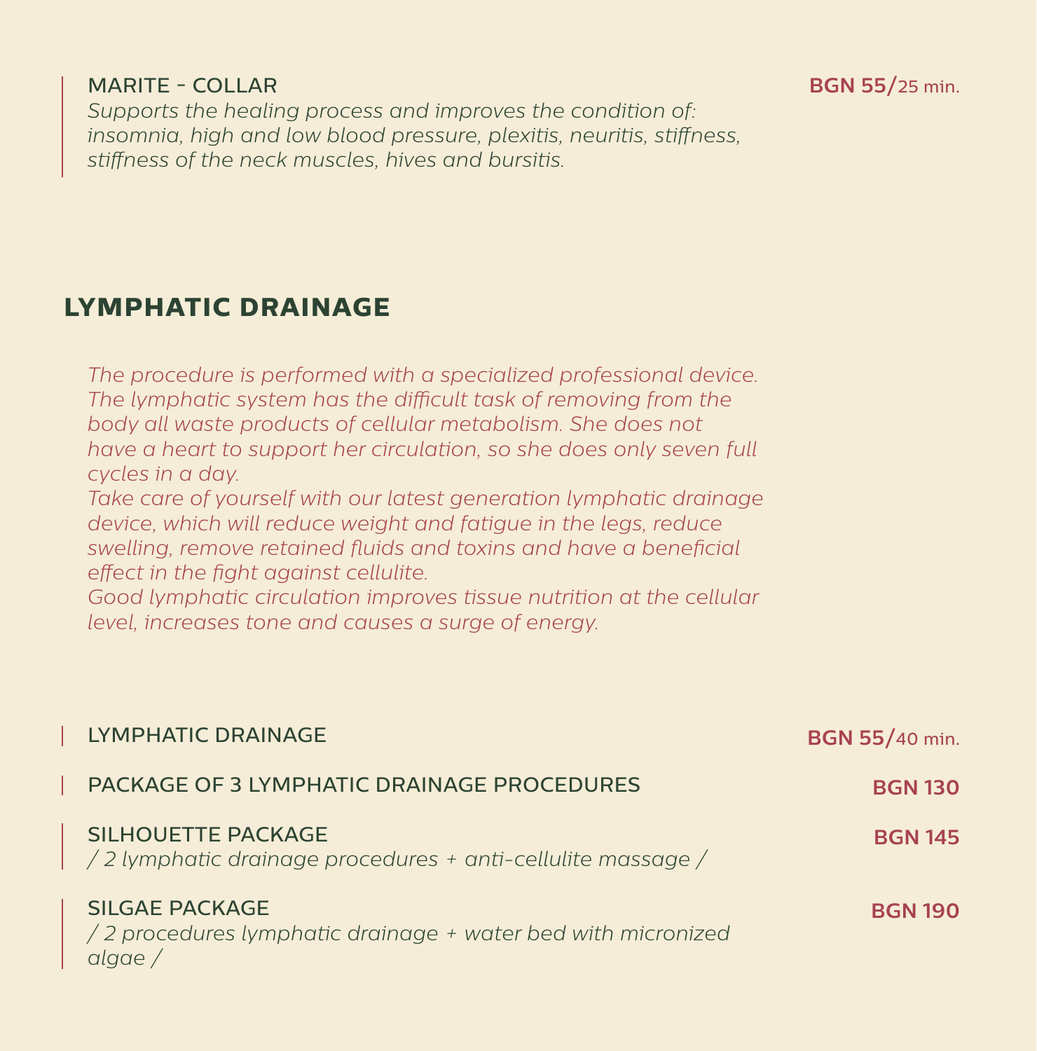**MARITE - COLLAR** — **BGN 55/**25 min.

*Supports the healing process and improves the condition of: insomnia, high and low blood pressure, plexitis, neuritis, stiffness, stiffness of the neck muscles, hives and bursitis.*

## LYMPHATIC DRAINAGE

*The procedure is performed with a specialized professional device. The lymphatic system has the difficult task of removing from the body all waste products of cellular metabolism. She does not have a heart to support her circulation, so she does only seven full cycles in a day.*
*Take care of yourself with our latest generation lymphatic drainage device, which will reduce weight and fatigue in the legs, reduce swelling, remove retained fluids and toxins and have a beneficial effect in the fight against cellulite.*
*Good lymphatic circulation improves tissue nutrition at the cellular level, increases tone and causes a surge of energy.*

**LYMPHATIC DRAINAGE** — **BGN 55/**40 min.

**PACKAGE OF 3 LYMPHATIC DRAINAGE PROCEDURES** — **BGN 130**

**SILHOUETTE PACKAGE** — **BGN 145**
*/ 2 lymphatic drainage procedures + anti-cellulite massage /*

**SILGAE PACKAGE** — **BGN 190**
*/ 2 procedures lymphatic drainage + water bed with micronized algae /*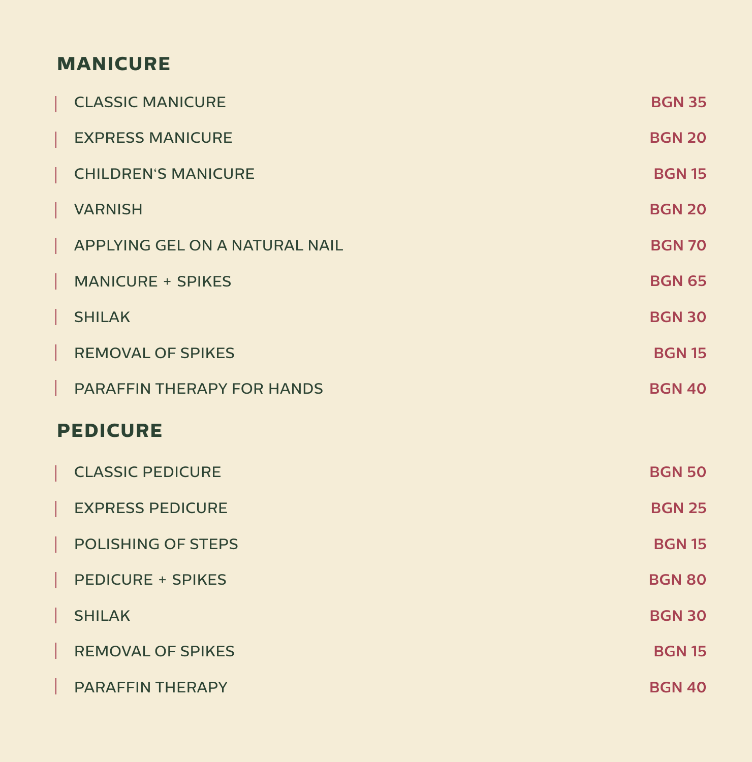## MANICURE

| Service | Price |
|---|---|
| CLASSIC MANICURE | BGN 35 |
| EXPRESS MANICURE | BGN 20 |
| CHILDREN'S MANICURE | BGN 15 |
| VARNISH | BGN 20 |
| APPLYING GEL ON A NATURAL NAIL | BGN 70 |
| MANICURE + SPIKES | BGN 65 |
| SHILAK | BGN 30 |
| REMOVAL OF SPIKES | BGN 15 |
| PARAFFIN THERAPY FOR HANDS | BGN 40 |

## PEDICURE

| Service | Price |
|---|---|
| CLASSIC PEDICURE | BGN 50 |
| EXPRESS PEDICURE | BGN 25 |
| POLISHING OF STEPS | BGN 15 |
| PEDICURE + SPIKES | BGN 80 |
| SHILAK | BGN 30 |
| REMOVAL OF SPIKES | BGN 15 |
| PARAFFIN THERAPY | BGN 40 |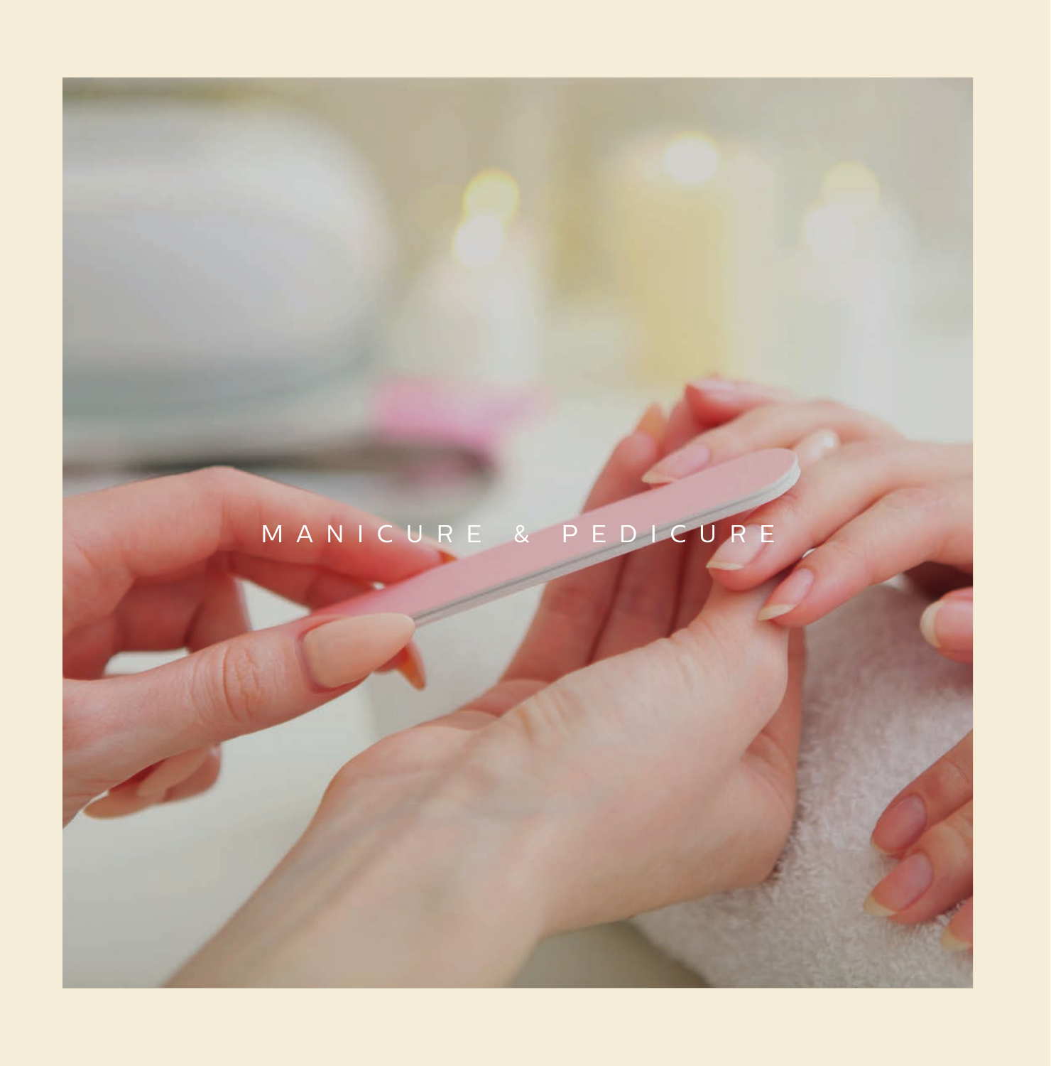# MANICURE & PEDICURE